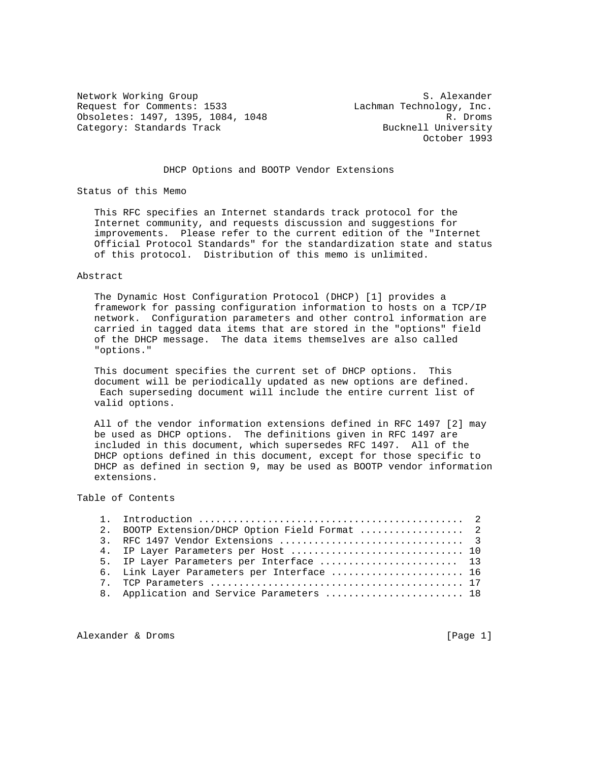Network Working Group S. Alexander
Request for Comments: 1533 Lachman Technology, Inc.
Obsoletes: 1497, 1395, 1084, 1048 R. Droms
Category: Standards Track Bucknell University
October 1993

# DHCP Options and BOOTP Vendor Extensions

## Status of this Memo

This RFC specifies an Internet standards track protocol for the Internet community, and requests discussion and suggestions for improvements. Please refer to the current edition of the "Internet Official Protocol Standards" for the standardization state and status of this protocol. Distribution of this memo is unlimited.

## Abstract

The Dynamic Host Configuration Protocol (DHCP) [1] provides a framework for passing configuration information to hosts on a TCP/IP network. Configuration parameters and other control information are carried in tagged data items that are stored in the "options" field of the DHCP message. The data items themselves are also called "options."

This document specifies the current set of DHCP options. This document will be periodically updated as new options are defined. Each superseding document will include the entire current list of valid options.

All of the vendor information extensions defined in RFC 1497 [2] may be used as DHCP options. The definitions given in RFC 1497 are included in this document, which supersedes RFC 1497. All of the DHCP options defined in this document, except for those specific to DHCP as defined in section 9, may be used as BOOTP vendor information extensions.

## Table of Contents

```
1.  Introduction ............................................  2
2.  BOOTP Extension/DHCP Option Field Format .................  2
3.  RFC 1497 Vendor Extensions ...............................  3
4.  IP Layer Parameters per Host ............................ 10
5.  IP Layer Parameters per Interface ........................ 13
6.  Link Layer Parameters per Interface ...................... 16
7.  TCP Parameters .......................................... 17
8.  Application and Service Parameters ....................... 18
```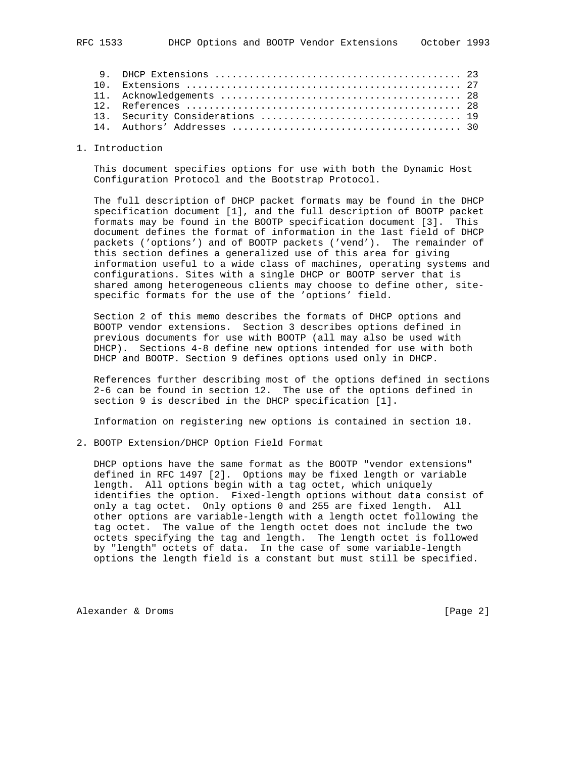9. DHCP Extensions .......................................... 23
10. Extensions ............................................... 27
11. Acknowledgements ......................................... 28
12. References ............................................... 28
13. Security Considerations .................................. 19
14. Authors' Addresses ....................................... 30

## 1. Introduction

This document specifies options for use with both the Dynamic Host Configuration Protocol and the Bootstrap Protocol.

The full description of DHCP packet formats may be found in the DHCP specification document [1], and the full description of BOOTP packet formats may be found in the BOOTP specification document [3]. This document defines the format of information in the last field of DHCP packets ('options') and of BOOTP packets ('vend'). The remainder of this section defines a generalized use of this area for giving information useful to a wide class of machines, operating systems and configurations. Sites with a single DHCP or BOOTP server that is shared among heterogeneous clients may choose to define other, site-specific formats for the use of the 'options' field.

Section 2 of this memo describes the formats of DHCP options and BOOTP vendor extensions. Section 3 describes options defined in previous documents for use with BOOTP (all may also be used with DHCP). Sections 4-8 define new options intended for use with both DHCP and BOOTP. Section 9 defines options used only in DHCP.

References further describing most of the options defined in sections 2-6 can be found in section 12. The use of the options defined in section 9 is described in the DHCP specification [1].

Information on registering new options is contained in section 10.

## 2. BOOTP Extension/DHCP Option Field Format

DHCP options have the same format as the BOOTP "vendor extensions" defined in RFC 1497 [2]. Options may be fixed length or variable length. All options begin with a tag octet, which uniquely identifies the option. Fixed-length options without data consist of only a tag octet. Only options 0 and 255 are fixed length. All other options are variable-length with a length octet following the tag octet. The value of the length octet does not include the two octets specifying the tag and length. The length octet is followed by "length" octets of data. In the case of some variable-length options the length field is a constant but must still be specified.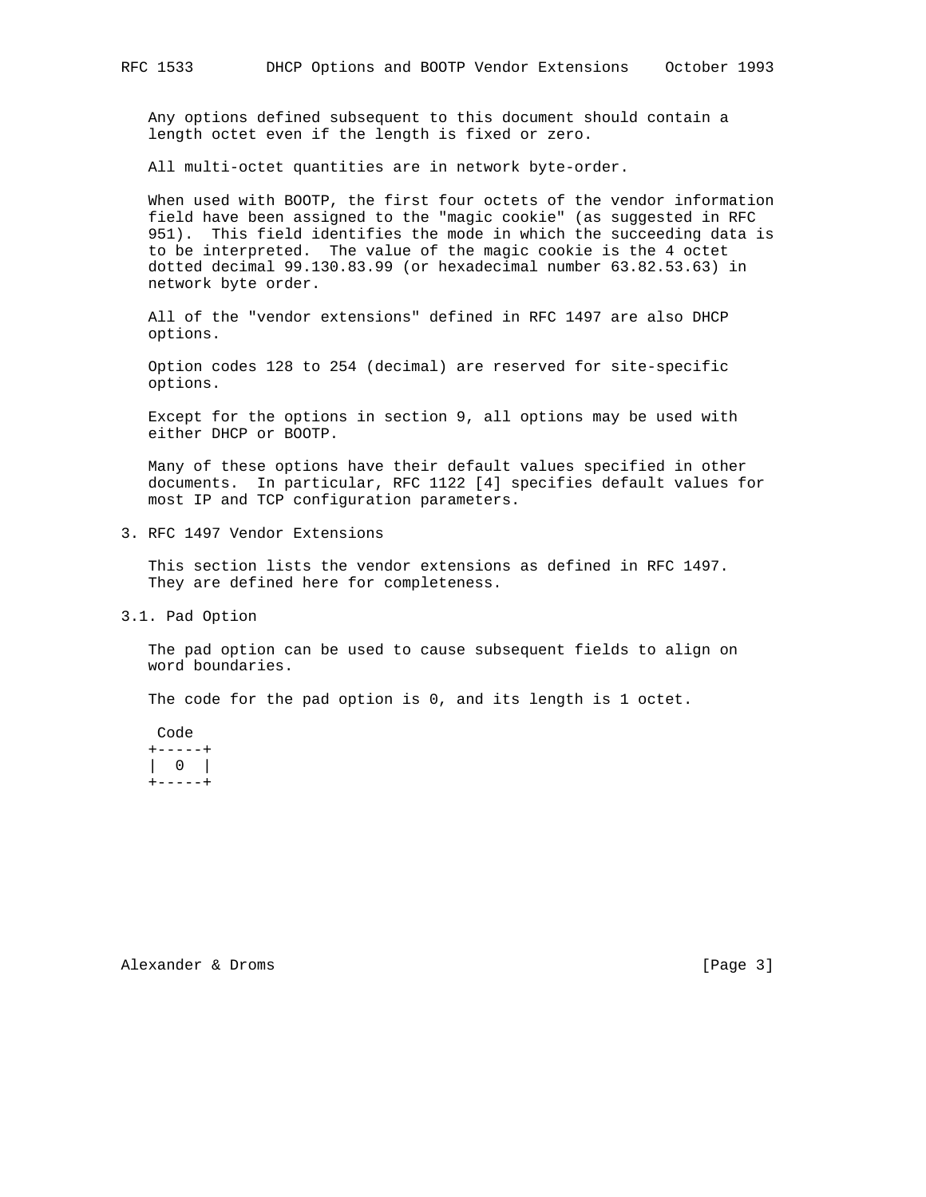Any options defined subsequent to this document should contain a length octet even if the length is fixed or zero.

All multi-octet quantities are in network byte-order.

When used with BOOTP, the first four octets of the vendor information field have been assigned to the "magic cookie" (as suggested in RFC 951). This field identifies the mode in which the succeeding data is to be interpreted. The value of the magic cookie is the 4 octet dotted decimal 99.130.83.99 (or hexadecimal number 63.82.53.63) in network byte order.

All of the "vendor extensions" defined in RFC 1497 are also DHCP options.

Option codes 128 to 254 (decimal) are reserved for site-specific options.

Except for the options in section 9, all options may be used with either DHCP or BOOTP.

Many of these options have their default values specified in other documents. In particular, RFC 1122 [4] specifies default values for most IP and TCP configuration parameters.

## 3. RFC 1497 Vendor Extensions

This section lists the vendor extensions as defined in RFC 1497. They are defined here for completeness.

### 3.1. Pad Option

The pad option can be used to cause subsequent fields to align on word boundaries.

The code for the pad option is 0, and its length is 1 octet.

```
 Code
+-----+
|  0  |
+-----+
```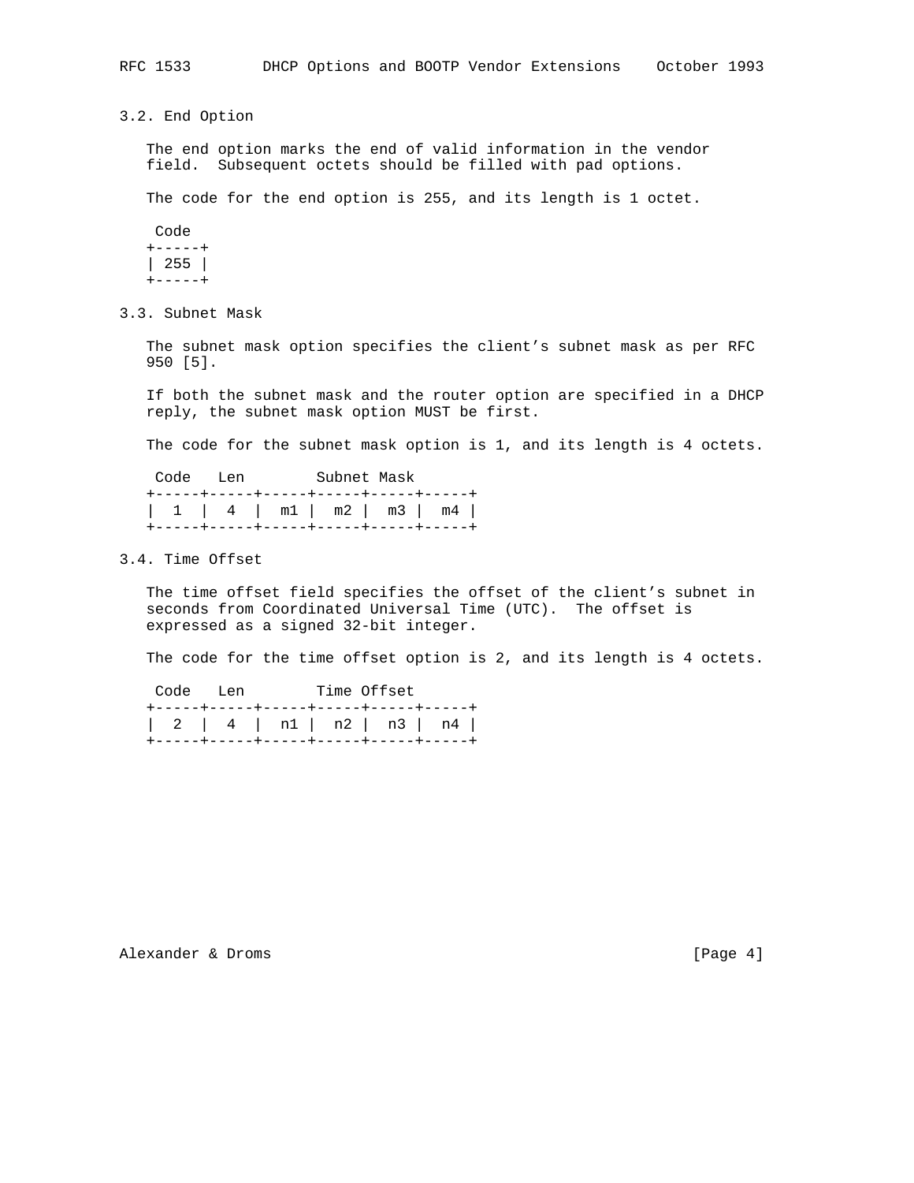### 3.2. End Option

The end option marks the end of valid information in the vendor field. Subsequent octets should be filled with pad options.

The code for the end option is 255, and its length is 1 octet.

```
 Code
+-----+
| 255 |
+-----+
```

### 3.3. Subnet Mask

The subnet mask option specifies the client's subnet mask as per RFC 950 [5].

If both the subnet mask and the router option are specified in a DHCP reply, the subnet mask option MUST be first.

The code for the subnet mask option is 1, and its length is 4 octets.

```
 Code   Len        Subnet Mask
+-----+-----+-----+-----+-----+-----+
|  1  |  4  |  m1 |  m2 |  m3 |  m4 |
+-----+-----+-----+-----+-----+-----+
```

### 3.4. Time Offset

The time offset field specifies the offset of the client's subnet in seconds from Coordinated Universal Time (UTC). The offset is expressed as a signed 32-bit integer.

The code for the time offset option is 2, and its length is 4 octets.

```
 Code   Len        Time Offset
+-----+-----+-----+-----+-----+-----+
|  2  |  4  |  n1 |  n2 |  n3 |  n4 |
+-----+-----+-----+-----+-----+-----+
```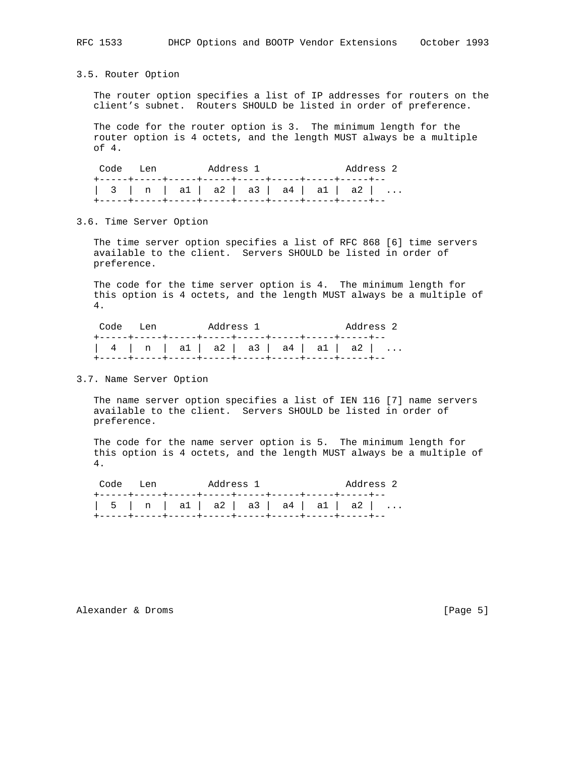### 3.5. Router Option

The router option specifies a list of IP addresses for routers on the client's subnet. Routers SHOULD be listed in order of preference.

The code for the router option is 3. The minimum length for the router option is 4 octets, and the length MUST always be a multiple of 4.

```
 Code   Len         Address 1               Address 2
+-----+-----+-----+-----+-----+-----+-----+-----+--
|  3  |  n  |  a1 |  a2 |  a3 |  a4 |  a1 |  a2 |  ...
+-----+-----+-----+-----+-----+-----+-----+-----+--
```

### 3.6. Time Server Option

The time server option specifies a list of RFC 868 [6] time servers available to the client. Servers SHOULD be listed in order of preference.

The code for the time server option is 4. The minimum length for this option is 4 octets, and the length MUST always be a multiple of 4.

```
 Code   Len         Address 1               Address 2
+-----+-----+-----+-----+-----+-----+-----+-----+--
|  4  |  n  |  a1 |  a2 |  a3 |  a4 |  a1 |  a2 |  ...
+-----+-----+-----+-----+-----+-----+-----+-----+--
```

### 3.7. Name Server Option

The name server option specifies a list of IEN 116 [7] name servers available to the client. Servers SHOULD be listed in order of preference.

The code for the name server option is 5. The minimum length for this option is 4 octets, and the length MUST always be a multiple of 4.

```
 Code   Len         Address 1               Address 2
+-----+-----+-----+-----+-----+-----+-----+-----+--
|  5  |  n  |  a1 |  a2 |  a3 |  a4 |  a1 |  a2 |  ...
+-----+-----+-----+-----+-----+-----+-----+-----+--
```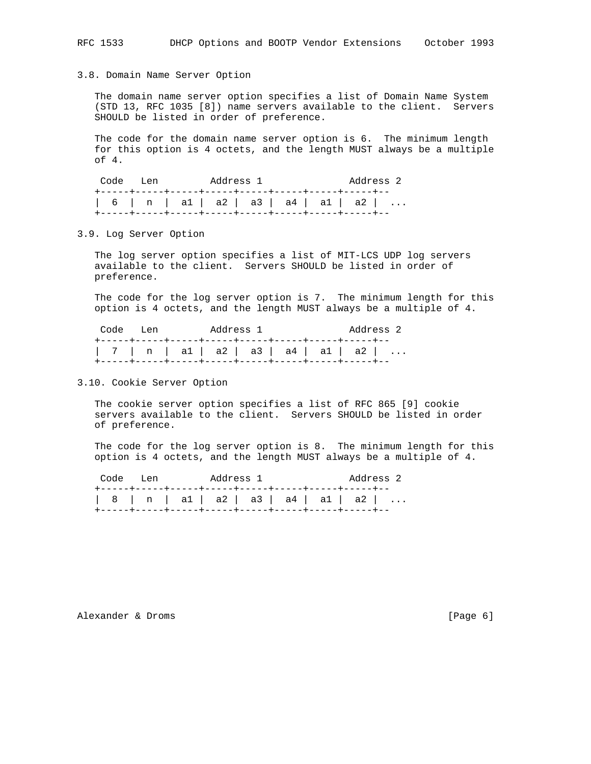### 3.8. Domain Name Server Option

The domain name server option specifies a list of Domain Name System (STD 13, RFC 1035 [8]) name servers available to the client. Servers SHOULD be listed in order of preference.

The code for the domain name server option is 6. The minimum length for this option is 4 octets, and the length MUST always be a multiple of 4.

```
 Code   Len         Address 1               Address 2
+-----+-----+-----+-----+-----+-----+-----+-----+--
|  6  |  n  |  a1 |  a2 |  a3 |  a4 |  a1 |  a2 |  ...
+-----+-----+-----+-----+-----+-----+-----+-----+--
```

### 3.9. Log Server Option

The log server option specifies a list of MIT-LCS UDP log servers available to the client. Servers SHOULD be listed in order of preference.

The code for the log server option is 7. The minimum length for this option is 4 octets, and the length MUST always be a multiple of 4.

```
 Code   Len         Address 1               Address 2
+-----+-----+-----+-----+-----+-----+-----+-----+--
|  7  |  n  |  a1 |  a2 |  a3 |  a4 |  a1 |  a2 |  ...
+-----+-----+-----+-----+-----+-----+-----+-----+--
```

### 3.10. Cookie Server Option

The cookie server option specifies a list of RFC 865 [9] cookie servers available to the client. Servers SHOULD be listed in order of preference.

The code for the log server option is 8. The minimum length for this option is 4 octets, and the length MUST always be a multiple of 4.

```
 Code   Len         Address 1               Address 2
+-----+-----+-----+-----+-----+-----+-----+-----+--
|  8  |  n  |  a1 |  a2 |  a3 |  a4 |  a1 |  a2 |  ...
+-----+-----+-----+-----+-----+-----+-----+-----+--
```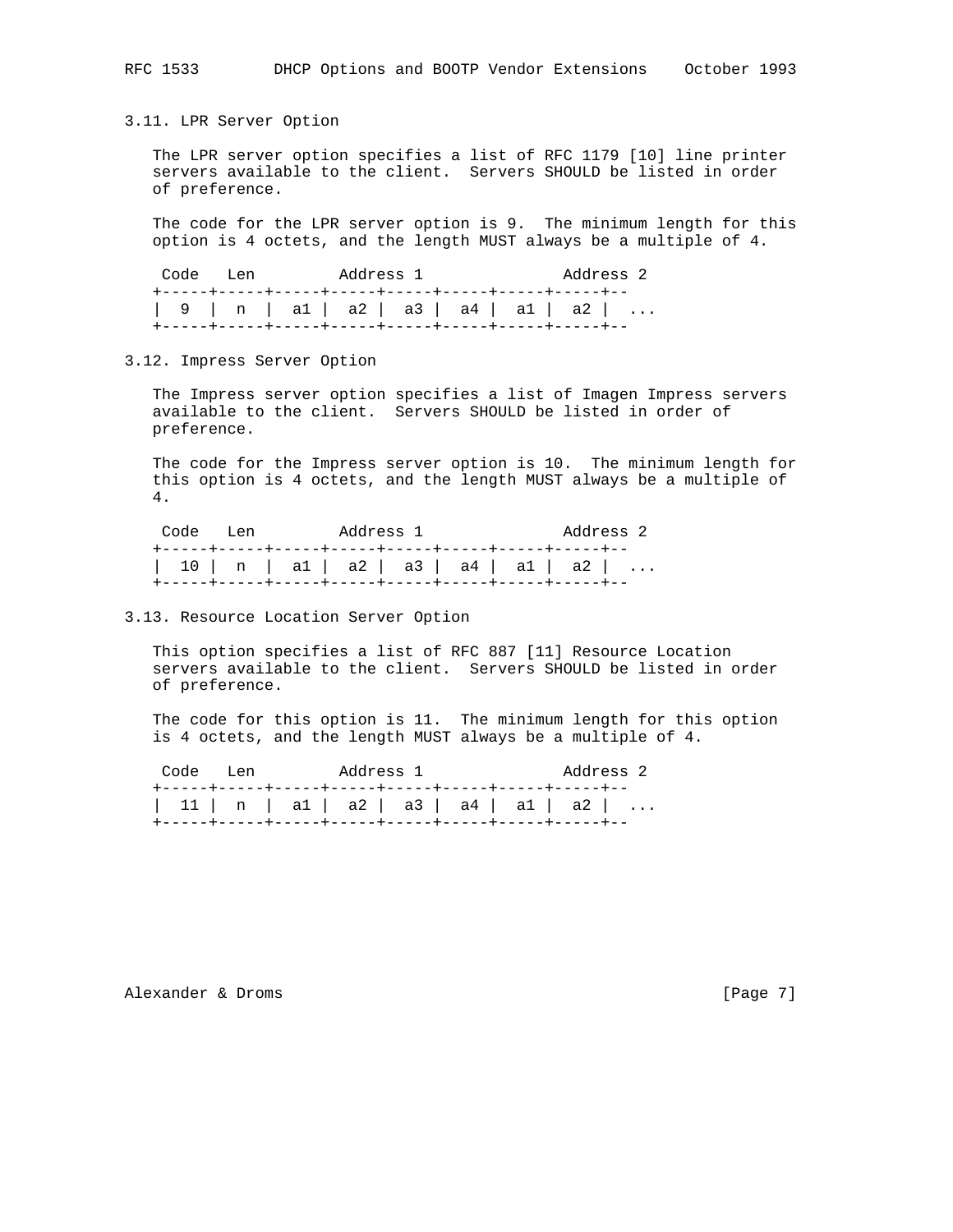### 3.11. LPR Server Option

The LPR server option specifies a list of RFC 1179 [10] line printer servers available to the client. Servers SHOULD be listed in order of preference.

The code for the LPR server option is 9. The minimum length for this option is 4 octets, and the length MUST always be a multiple of 4.

```
 Code   Len         Address 1               Address 2
+-----+-----+-----+-----+-----+-----+-----+-----+--
|  9  |  n  |  a1 |  a2 |  a3 |  a4 |  a1 |  a2 |  ...
+-----+-----+-----+-----+-----+-----+-----+-----+--
```

### 3.12. Impress Server Option

The Impress server option specifies a list of Imagen Impress servers available to the client. Servers SHOULD be listed in order of preference.

The code for the Impress server option is 10. The minimum length for this option is 4 octets, and the length MUST always be a multiple of 4.

```
 Code   Len         Address 1               Address 2
+-----+-----+-----+-----+-----+-----+-----+-----+--
|  10 |  n  |  a1 |  a2 |  a3 |  a4 |  a1 |  a2 |  ...
+-----+-----+-----+-----+-----+-----+-----+-----+--
```

### 3.13. Resource Location Server Option

This option specifies a list of RFC 887 [11] Resource Location servers available to the client. Servers SHOULD be listed in order of preference.

The code for this option is 11. The minimum length for this option is 4 octets, and the length MUST always be a multiple of 4.

```
 Code   Len         Address 1               Address 2
+-----+-----+-----+-----+-----+-----+-----+-----+--
|  11 |  n  |  a1 |  a2 |  a3 |  a4 |  a1 |  a2 |  ...
+-----+-----+-----+-----+-----+-----+-----+-----+--
```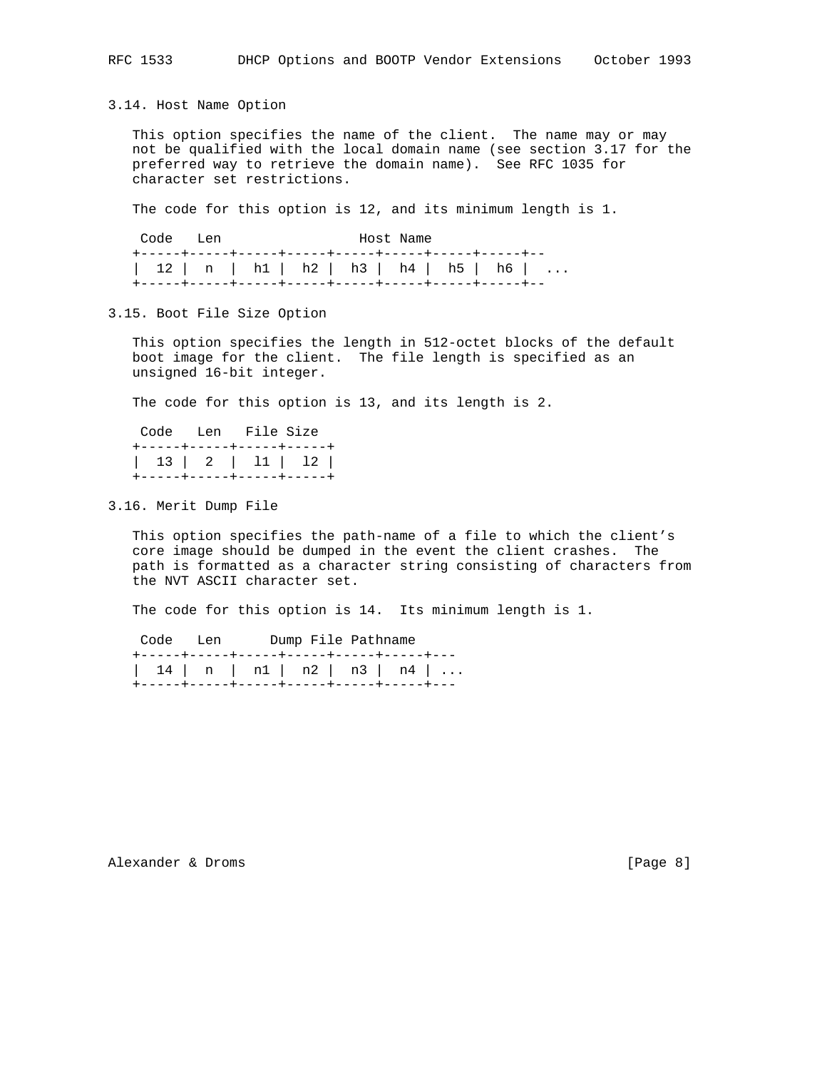### 3.14. Host Name Option

This option specifies the name of the client. The name may or may not be qualified with the local domain name (see section 3.17 for the preferred way to retrieve the domain name). See RFC 1035 for character set restrictions.

The code for this option is 12, and its minimum length is 1.

```
 Code   Len                 Host Name
+-----+-----+-----+-----+-----+-----+-----+-----+--
|  12 |  n  |  h1 |  h2 |  h3 |  h4 |  h5 |  h6 |  ...
+-----+-----+-----+-----+-----+-----+-----+-----+--
```

### 3.15. Boot File Size Option

This option specifies the length in 512-octet blocks of the default boot image for the client. The file length is specified as an unsigned 16-bit integer.

The code for this option is 13, and its length is 2.

```
 Code   Len   File Size
+-----+-----+-----+-----+
|  13 |  2  |  l1 |  l2 |
+-----+-----+-----+-----+
```

### 3.16. Merit Dump File

This option specifies the path-name of a file to which the client's core image should be dumped in the event the client crashes. The path is formatted as a character string consisting of characters from the NVT ASCII character set.

The code for this option is 14. Its minimum length is 1.

```
 Code   Len      Dump File Pathname
+-----+-----+-----+-----+-----+-----+---
|  14 |  n  |  n1 |  n2 |  n3 |  n4 | ...
+-----+-----+-----+-----+-----+-----+---
```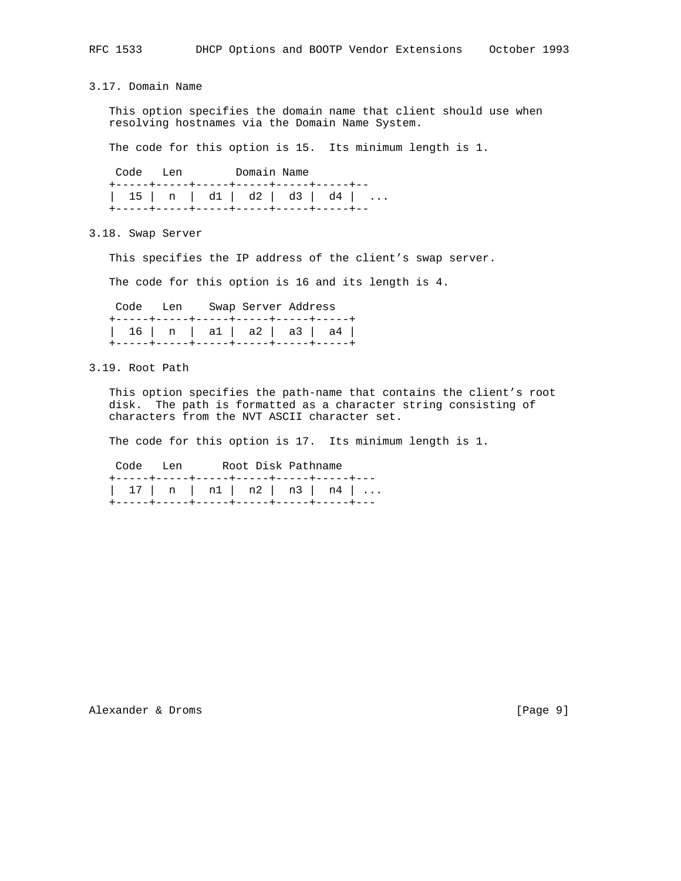### 3.17. Domain Name

This option specifies the domain name that client should use when resolving hostnames via the Domain Name System.

The code for this option is 15. Its minimum length is 1.

```
 Code   Len        Domain Name
+-----+-----+-----+-----+-----+-----+--
|  15 |  n  |  d1 |  d2 |  d3 |  d4 |  ...
+-----+-----+-----+-----+-----+-----+--
```

### 3.18. Swap Server

This specifies the IP address of the client’s swap server.

The code for this option is 16 and its length is 4.

```
 Code   Len    Swap Server Address
+-----+-----+-----+-----+-----+-----+
|  16 |  n  |  a1 |  a2 |  a3 |  a4 |
+-----+-----+-----+-----+-----+-----+
```

### 3.19. Root Path

This option specifies the path-name that contains the client’s root disk. The path is formatted as a character string consisting of characters from the NVT ASCII character set.

The code for this option is 17. Its minimum length is 1.

```
 Code   Len      Root Disk Pathname
+-----+-----+-----+-----+-----+-----+---
|  17 |  n  |  n1 |  n2 |  n3 |  n4 | ...
+-----+-----+-----+-----+-----+-----+---
```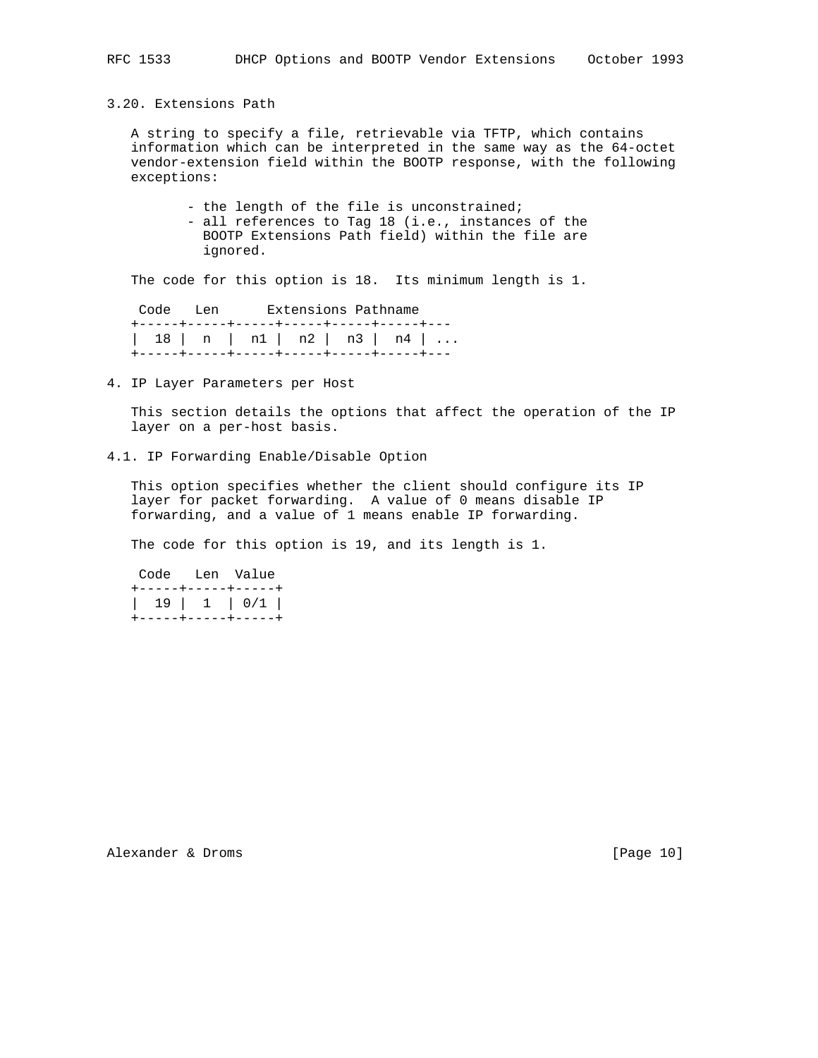### 3.20. Extensions Path

A string to specify a file, retrievable via TFTP, which contains information which can be interpreted in the same way as the 64-octet vendor-extension field within the BOOTP response, with the following exceptions:

- the length of the file is unconstrained;
- all references to Tag 18 (i.e., instances of the BOOTP Extensions Path field) within the file are ignored.

The code for this option is 18. Its minimum length is 1.

```
 Code   Len      Extensions Pathname
+-----+-----+-----+-----+-----+-----+---
|  18 |  n  |  n1 |  n2 |  n3 |  n4 | ...
+-----+-----+-----+-----+-----+-----+---
```

## 4. IP Layer Parameters per Host

This section details the options that affect the operation of the IP layer on a per-host basis.

### 4.1. IP Forwarding Enable/Disable Option

This option specifies whether the client should configure its IP layer for packet forwarding. A value of 0 means disable IP forwarding, and a value of 1 means enable IP forwarding.

The code for this option is 19, and its length is 1.

```
 Code   Len  Value
+-----+-----+-----+
|  19 |  1  | 0/1 |
+-----+-----+-----+
```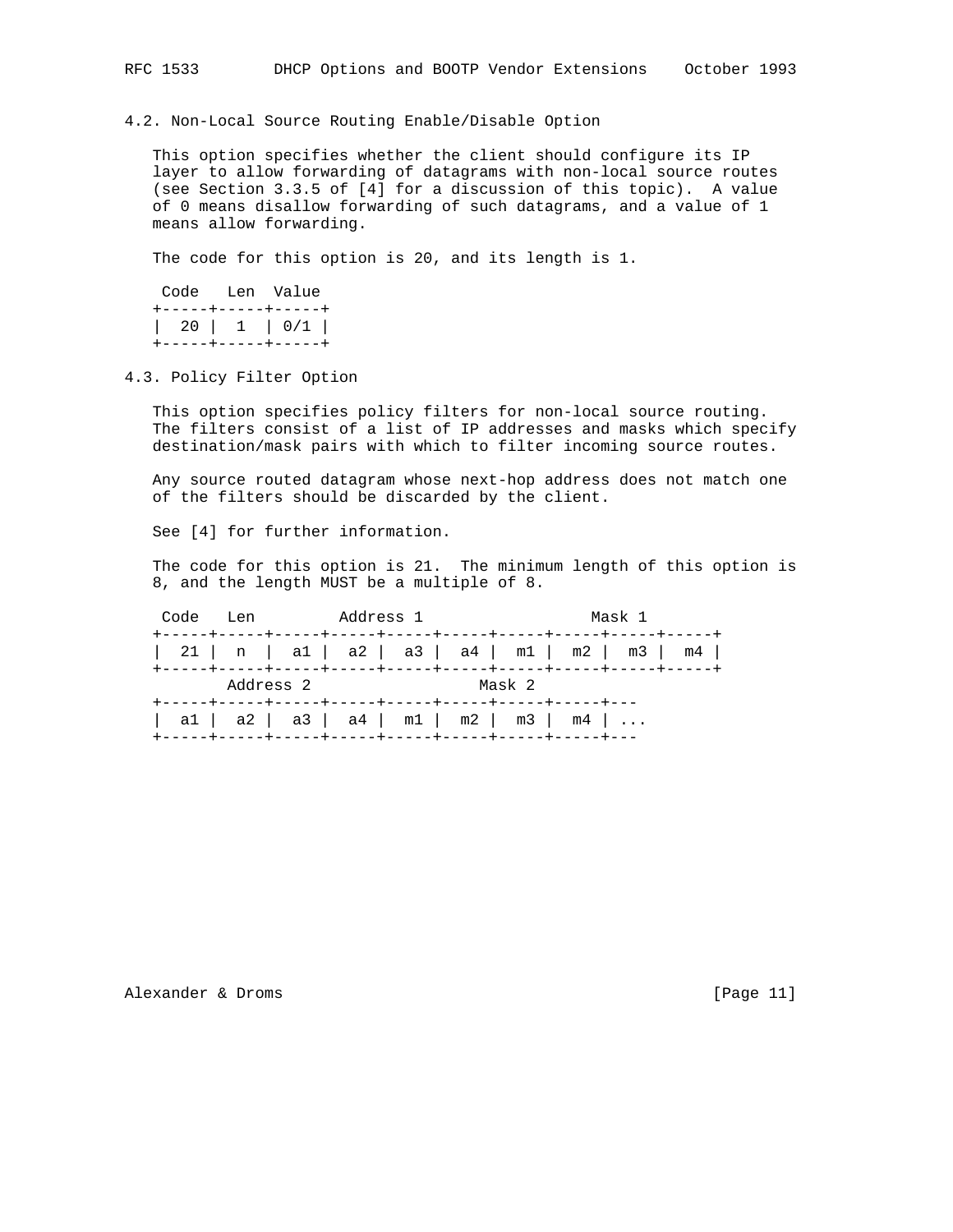### 4.2. Non-Local Source Routing Enable/Disable Option

This option specifies whether the client should configure its IP layer to allow forwarding of datagrams with non-local source routes (see Section 3.3.5 of [4] for a discussion of this topic). A value of 0 means disallow forwarding of such datagrams, and a value of 1 means allow forwarding.

The code for this option is 20, and its length is 1.

```
 Code   Len  Value
+-----+-----+-----+
|  20 |  1  | 0/1 |
+-----+-----+-----+
```

### 4.3. Policy Filter Option

This option specifies policy filters for non-local source routing. The filters consist of a list of IP addresses and masks which specify destination/mask pairs with which to filter incoming source routes.

Any source routed datagram whose next-hop address does not match one of the filters should be discarded by the client.

See [4] for further information.

The code for this option is 21. The minimum length of this option is 8, and the length MUST be a multiple of 8.

```
 Code   Len         Address 1                  Mask 1
+-----+-----+-----+-----+-----+-----+-----+-----+-----+-----+
|  21 |  n  |  a1 |  a2 |  a3 |  a4 |  m1 |  m2 |  m3 |  m4 |
+-----+-----+-----+-----+-----+-----+-----+-----+-----+-----+
        Address 2                Mask 2
+-----+-----+-----+-----+-----+-----+-----+-----+---
|  a1 |  a2 |  a3 |  a4 |  m1 |  m2 |  m3 |  m4 | ...
+-----+-----+-----+-----+-----+-----+-----+-----+---
```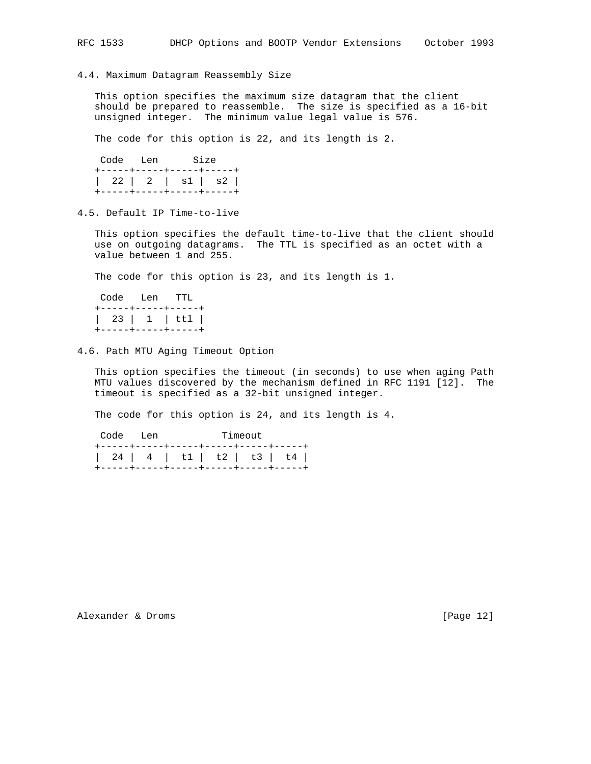### 4.4. Maximum Datagram Reassembly Size

This option specifies the maximum size datagram that the client should be prepared to reassemble. The size is specified as a 16-bit unsigned integer. The minimum value legal value is 576.

The code for this option is 22, and its length is 2.

```
 Code   Len      Size
+-----+-----+-----+-----+
|  22 |  2  |  s1 |  s2 |
+-----+-----+-----+-----+
```

### 4.5. Default IP Time-to-live

This option specifies the default time-to-live that the client should use on outgoing datagrams. The TTL is specified as an octet with a value between 1 and 255.

The code for this option is 23, and its length is 1.

```
 Code   Len   TTL
+-----+-----+-----+
|  23 |  1  | ttl |
+-----+-----+-----+
```

### 4.6. Path MTU Aging Timeout Option

This option specifies the timeout (in seconds) to use when aging Path MTU values discovered by the mechanism defined in RFC 1191 [12]. The timeout is specified as a 32-bit unsigned integer.

The code for this option is 24, and its length is 4.

```
 Code   Len           Timeout
+-----+-----+-----+-----+-----+-----+
|  24 |  4  |  t1 |  t2 |  t3 |  t4 |
+-----+-----+-----+-----+-----+-----+
```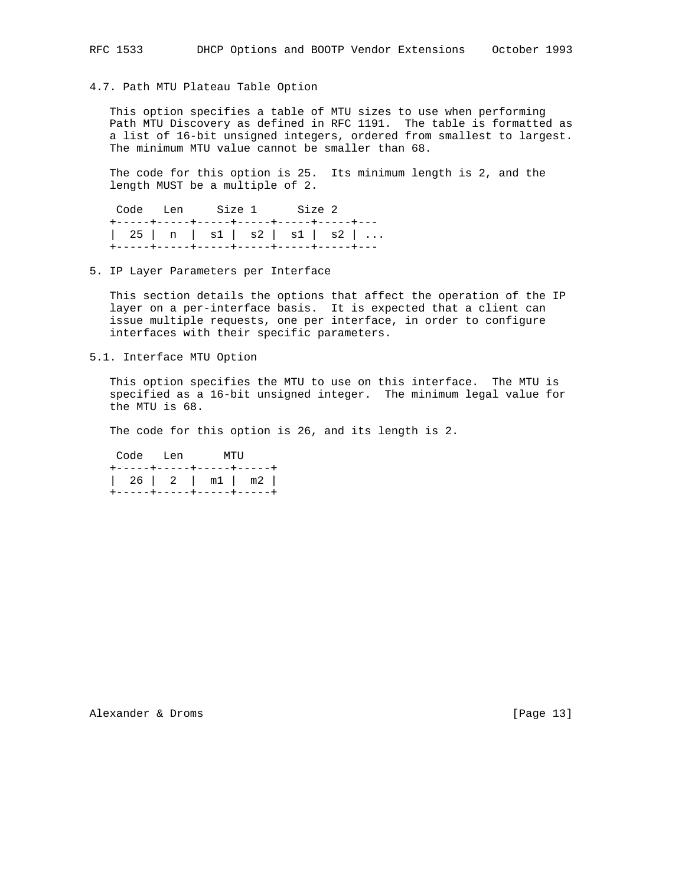### 4.7. Path MTU Plateau Table Option

This option specifies a table of MTU sizes to use when performing Path MTU Discovery as defined in RFC 1191. The table is formatted as a list of 16-bit unsigned integers, ordered from smallest to largest. The minimum MTU value cannot be smaller than 68.

The code for this option is 25. Its minimum length is 2, and the length MUST be a multiple of 2.

```
 Code   Len     Size 1      Size 2
+-----+-----+-----+-----+-----+-----+---
|  25 |  n  |  s1 |  s2 |  s1 |  s2 | ...
+-----+-----+-----+-----+-----+-----+---
```

## 5. IP Layer Parameters per Interface

This section details the options that affect the operation of the IP layer on a per-interface basis. It is expected that a client can issue multiple requests, one per interface, in order to configure interfaces with their specific parameters.

### 5.1. Interface MTU Option

This option specifies the MTU to use on this interface. The MTU is specified as a 16-bit unsigned integer. The minimum legal value for the MTU is 68.

The code for this option is 26, and its length is 2.

```
 Code   Len      MTU
+-----+-----+-----+-----+
|  26 |  2  |  m1 |  m2 |
+-----+-----+-----+-----+
```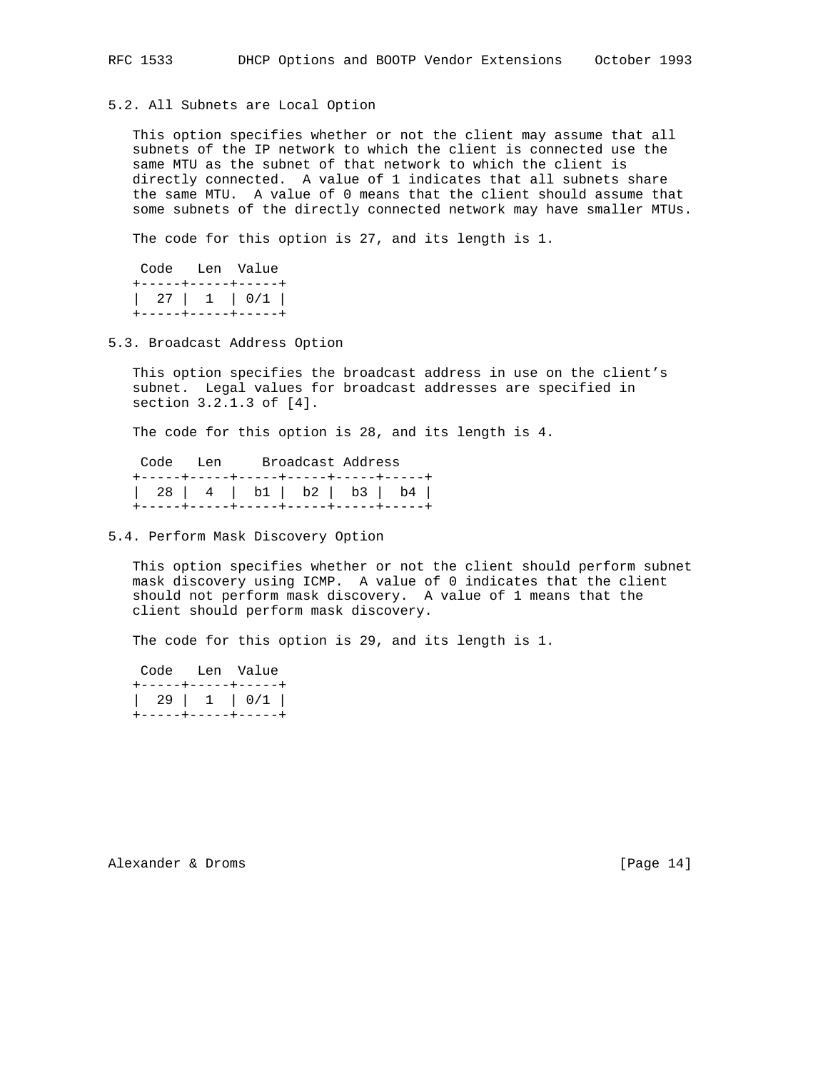### 5.2. All Subnets are Local Option

This option specifies whether or not the client may assume that all subnets of the IP network to which the client is connected use the same MTU as the subnet of that network to which the client is directly connected. A value of 1 indicates that all subnets share the same MTU. A value of 0 means that the client should assume that some subnets of the directly connected network may have smaller MTUs.

The code for this option is 27, and its length is 1.

```
 Code   Len  Value
+-----+-----+-----+
|  27 |  1  | 0/1 |
+-----+-----+-----+
```

### 5.3. Broadcast Address Option

This option specifies the broadcast address in use on the client's subnet. Legal values for broadcast addresses are specified in section 3.2.1.3 of [4].

The code for this option is 28, and its length is 4.

```
 Code   Len     Broadcast Address
+-----+-----+-----+-----+-----+-----+
|  28 |  4  |  b1 |  b2 |  b3 |  b4 |
+-----+-----+-----+-----+-----+-----+
```

### 5.4. Perform Mask Discovery Option

This option specifies whether or not the client should perform subnet mask discovery using ICMP. A value of 0 indicates that the client should not perform mask discovery. A value of 1 means that the client should perform mask discovery.

The code for this option is 29, and its length is 1.

```
 Code   Len  Value
+-----+-----+-----+
|  29 |  1  | 0/1 |
+-----+-----+-----+
```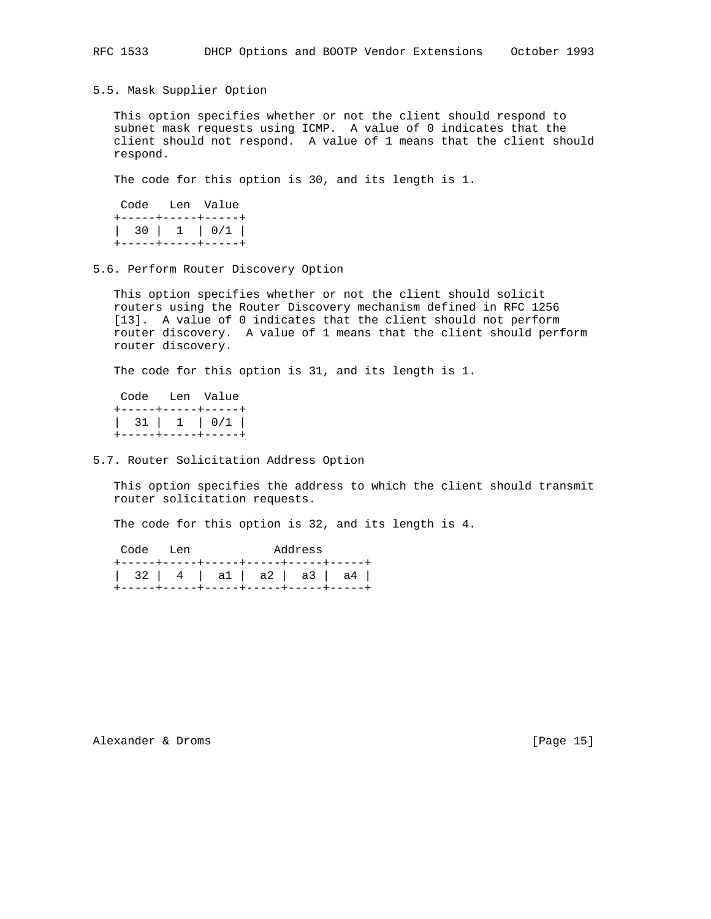### 5.5. Mask Supplier Option

This option specifies whether or not the client should respond to subnet mask requests using ICMP. A value of 0 indicates that the client should not respond. A value of 1 means that the client should respond.

The code for this option is 30, and its length is 1.

```
 Code   Len  Value
+-----+-----+-----+
|  30 |  1  | 0/1 |
+-----+-----+-----+
```

### 5.6. Perform Router Discovery Option

This option specifies whether or not the client should solicit routers using the Router Discovery mechanism defined in RFC 1256 [13]. A value of 0 indicates that the client should not perform router discovery. A value of 1 means that the client should perform router discovery.

The code for this option is 31, and its length is 1.

```
 Code   Len  Value
+-----+-----+-----+
|  31 |  1  | 0/1 |
+-----+-----+-----+
```

### 5.7. Router Solicitation Address Option

This option specifies the address to which the client should transmit router solicitation requests.

The code for this option is 32, and its length is 4.

```
 Code   Len            Address
+-----+-----+-----+-----+-----+-----+
|  32 |  4  |  a1 |  a2 |  a3 |  a4 |
+-----+-----+-----+-----+-----+-----+
```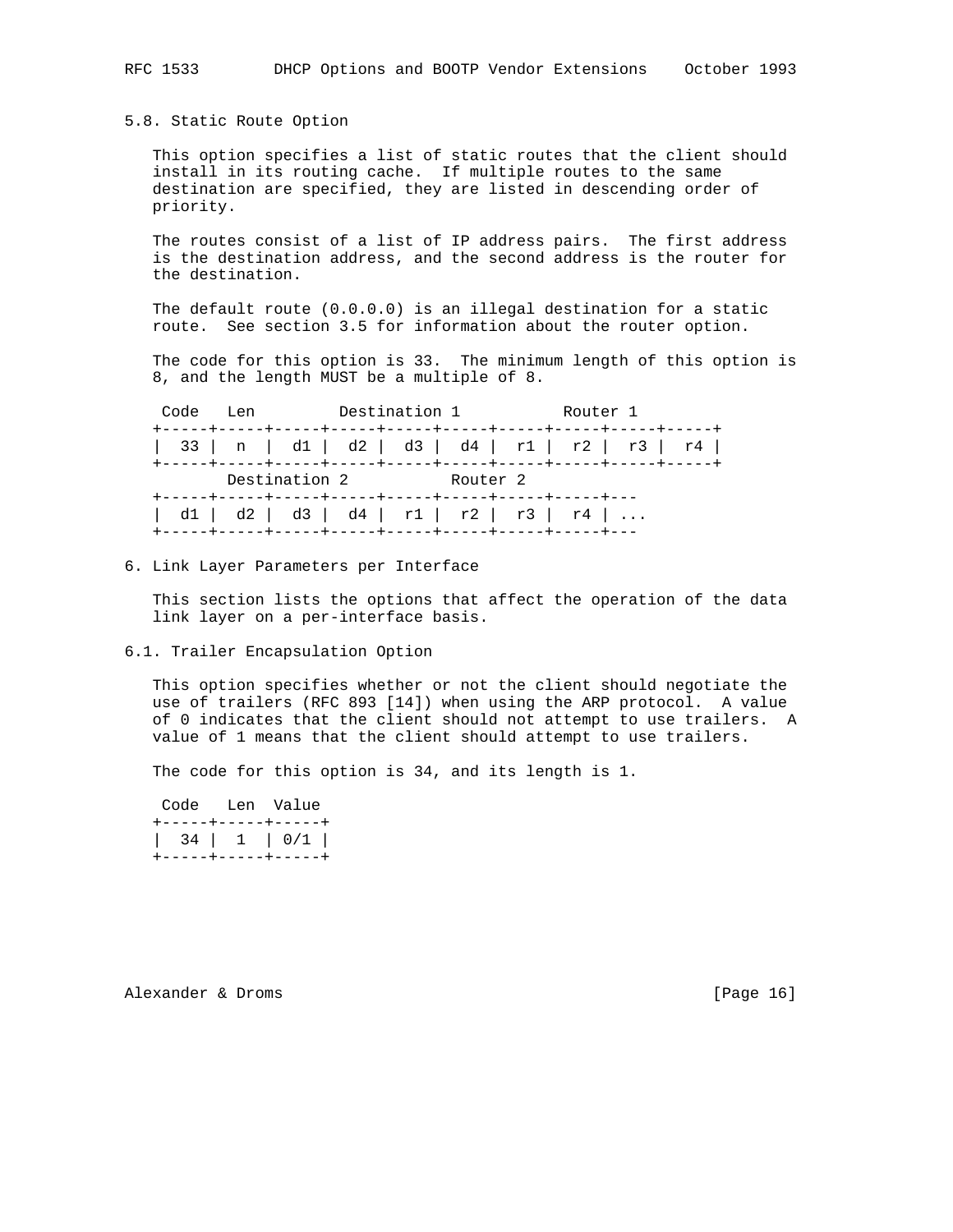### 5.8. Static Route Option

This option specifies a list of static routes that the client should install in its routing cache. If multiple routes to the same destination are specified, they are listed in descending order of priority.

The routes consist of a list of IP address pairs. The first address is the destination address, and the second address is the router for the destination.

The default route (0.0.0.0) is an illegal destination for a static route. See section 3.5 for information about the router option.

The code for this option is 33. The minimum length of this option is 8, and the length MUST be a multiple of 8.

```
 Code   Len         Destination 1           Router 1
+-----+-----+-----+-----+-----+-----+-----+-----+-----+-----+
|  33 |  n  |  d1 |  d2 |  d3 |  d4 |  r1 |  r2 |  r3 |  r4 |
+-----+-----+-----+-----+-----+-----+-----+-----+-----+-----+
       Destination 2           Router 2
+-----+-----+-----+-----+-----+-----+-----+-----+---
|  d1 |  d2 |  d3 |  d4 |  r1 |  r2 |  r3 |  r4 | ...
+-----+-----+-----+-----+-----+-----+-----+-----+---
```

## 6. Link Layer Parameters per Interface

This section lists the options that affect the operation of the data link layer on a per-interface basis.

### 6.1. Trailer Encapsulation Option

This option specifies whether or not the client should negotiate the use of trailers (RFC 893 [14]) when using the ARP protocol. A value of 0 indicates that the client should not attempt to use trailers. A value of 1 means that the client should attempt to use trailers.

The code for this option is 34, and its length is 1.

```
 Code   Len  Value
+-----+-----+-----+
|  34 |  1  | 0/1 |
+-----+-----+-----+
```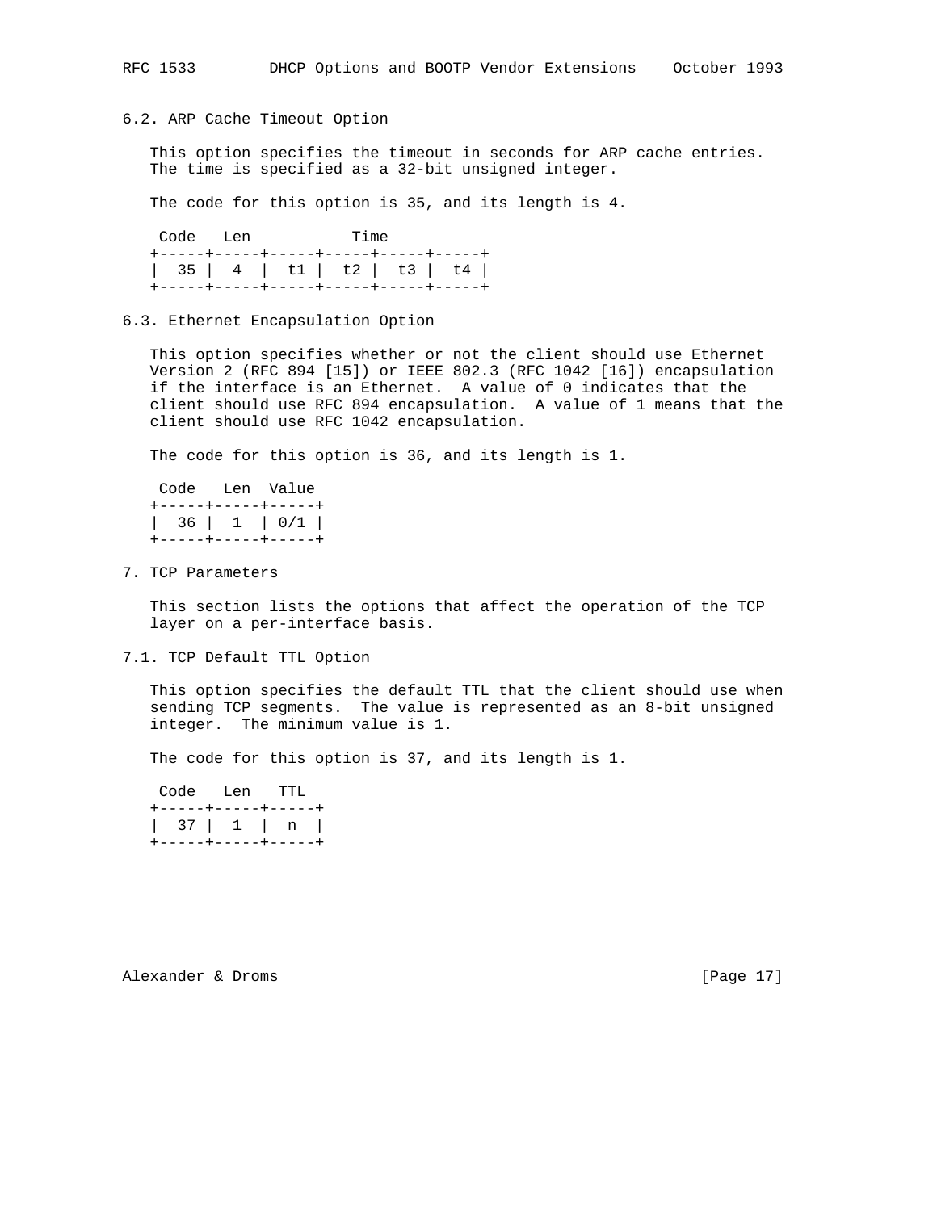### 6.2. ARP Cache Timeout Option

This option specifies the timeout in seconds for ARP cache entries. The time is specified as a 32-bit unsigned integer.

The code for this option is 35, and its length is 4.

```
 Code   Len           Time
+-----+-----+-----+-----+-----+-----+
|  35 |  4  |  t1 |  t2 |  t3 |  t4 |
+-----+-----+-----+-----+-----+-----+
```

### 6.3. Ethernet Encapsulation Option

This option specifies whether or not the client should use Ethernet Version 2 (RFC 894 [15]) or IEEE 802.3 (RFC 1042 [16]) encapsulation if the interface is an Ethernet. A value of 0 indicates that the client should use RFC 894 encapsulation. A value of 1 means that the client should use RFC 1042 encapsulation.

The code for this option is 36, and its length is 1.

```
 Code   Len  Value
+-----+-----+-----+
|  36 |  1  | 0/1 |
+-----+-----+-----+
```

## 7. TCP Parameters

This section lists the options that affect the operation of the TCP layer on a per-interface basis.

### 7.1. TCP Default TTL Option

This option specifies the default TTL that the client should use when sending TCP segments. The value is represented as an 8-bit unsigned integer. The minimum value is 1.

The code for this option is 37, and its length is 1.

```
 Code   Len   TTL
+-----+-----+-----+
|  37 |  1  |  n  |
+-----+-----+-----+
```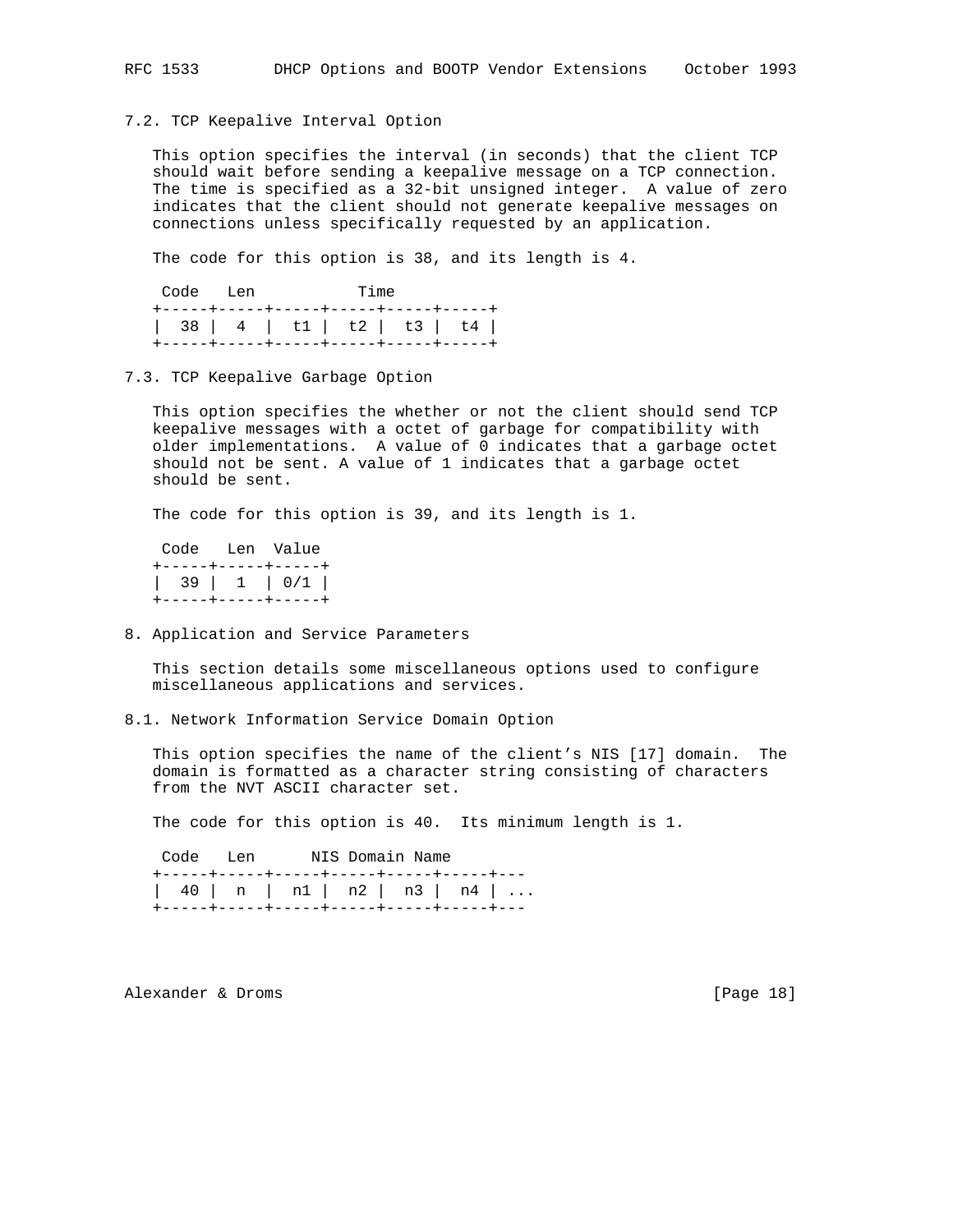### 7.2. TCP Keepalive Interval Option

This option specifies the interval (in seconds) that the client TCP should wait before sending a keepalive message on a TCP connection. The time is specified as a 32-bit unsigned integer. A value of zero indicates that the client should not generate keepalive messages on connections unless specifically requested by an application.

The code for this option is 38, and its length is 4.

```
 Code   Len           Time
+-----+-----+-----+-----+-----+-----+
|  38 |  4  |  t1 |  t2 |  t3 |  t4 |
+-----+-----+-----+-----+-----+-----+
```

### 7.3. TCP Keepalive Garbage Option

This option specifies the whether or not the client should send TCP keepalive messages with a octet of garbage for compatibility with older implementations. A value of 0 indicates that a garbage octet should not be sent. A value of 1 indicates that a garbage octet should be sent.

The code for this option is 39, and its length is 1.

```
 Code   Len  Value
+-----+-----+-----+
|  39 |  1  | 0/1 |
+-----+-----+-----+
```

## 8. Application and Service Parameters

This section details some miscellaneous options used to configure miscellaneous applications and services.

### 8.1. Network Information Service Domain Option

This option specifies the name of the client's NIS [17] domain. The domain is formatted as a character string consisting of characters from the NVT ASCII character set.

The code for this option is 40. Its minimum length is 1.

```
 Code   Len      NIS Domain Name
+-----+-----+-----+-----+-----+-----+---
|  40 |  n  |  n1 |  n2 |  n3 |  n4 | ...
+-----+-----+-----+-----+-----+-----+---
```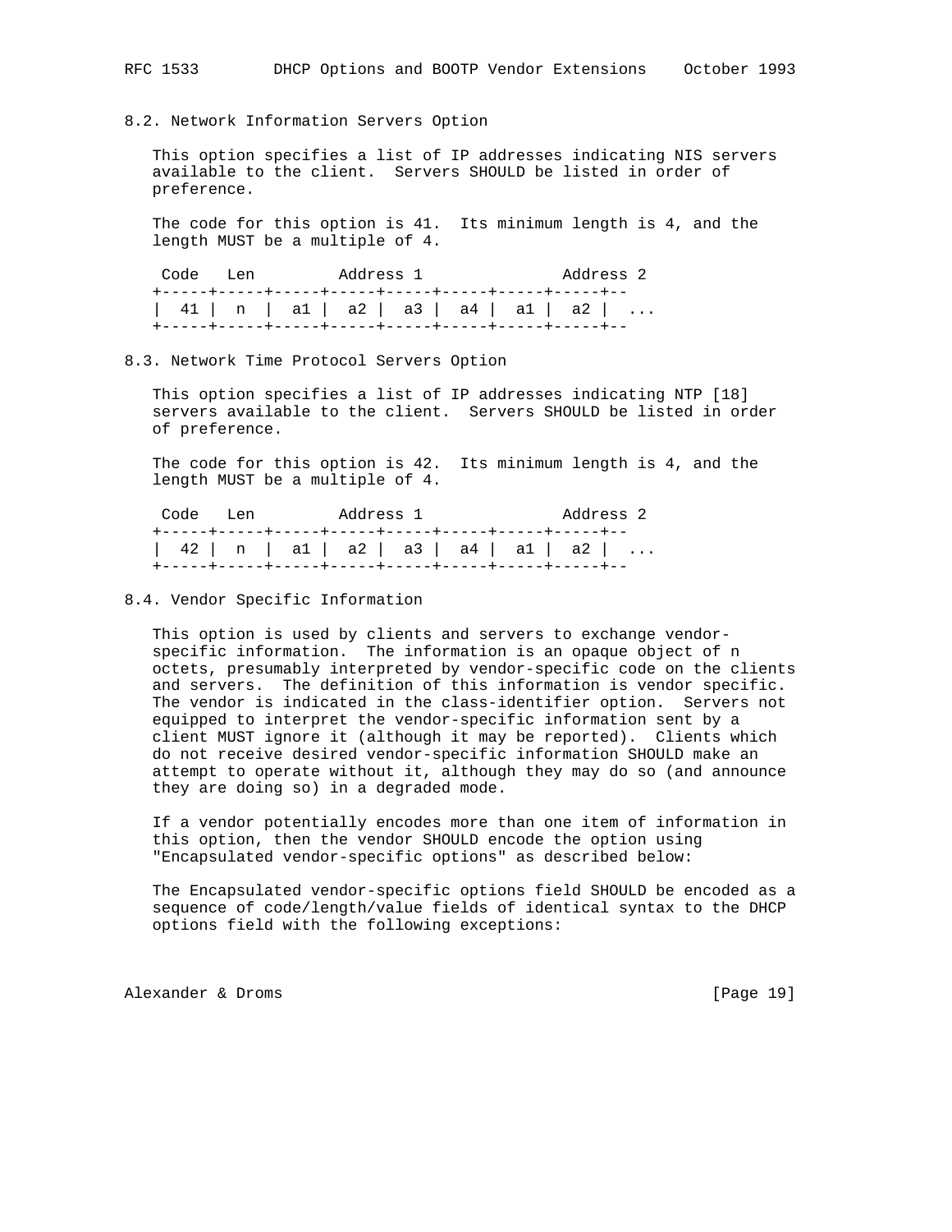### 8.2. Network Information Servers Option

This option specifies a list of IP addresses indicating NIS servers available to the client. Servers SHOULD be listed in order of preference.

The code for this option is 41. Its minimum length is 4, and the length MUST be a multiple of 4.

```
 Code   Len         Address 1               Address 2
+-----+-----+-----+-----+-----+-----+-----+-----+--
|  41 |  n  |  a1 |  a2 |  a3 |  a4 |  a1 |  a2 |  ...
+-----+-----+-----+-----+-----+-----+-----+-----+--
```

### 8.3. Network Time Protocol Servers Option

This option specifies a list of IP addresses indicating NTP [18] servers available to the client. Servers SHOULD be listed in order of preference.

The code for this option is 42. Its minimum length is 4, and the length MUST be a multiple of 4.

```
 Code   Len         Address 1               Address 2
+-----+-----+-----+-----+-----+-----+-----+-----+--
|  42 |  n  |  a1 |  a2 |  a3 |  a4 |  a1 |  a2 |  ...
+-----+-----+-----+-----+-----+-----+-----+-----+--
```

### 8.4. Vendor Specific Information

This option is used by clients and servers to exchange vendor-specific information. The information is an opaque object of n octets, presumably interpreted by vendor-specific code on the clients and servers. The definition of this information is vendor specific. The vendor is indicated in the class-identifier option. Servers not equipped to interpret the vendor-specific information sent by a client MUST ignore it (although it may be reported). Clients which do not receive desired vendor-specific information SHOULD make an attempt to operate without it, although they may do so (and announce they are doing so) in a degraded mode.

If a vendor potentially encodes more than one item of information in this option, then the vendor SHOULD encode the option using "Encapsulated vendor-specific options" as described below:

The Encapsulated vendor-specific options field SHOULD be encoded as a sequence of code/length/value fields of identical syntax to the DHCP options field with the following exceptions: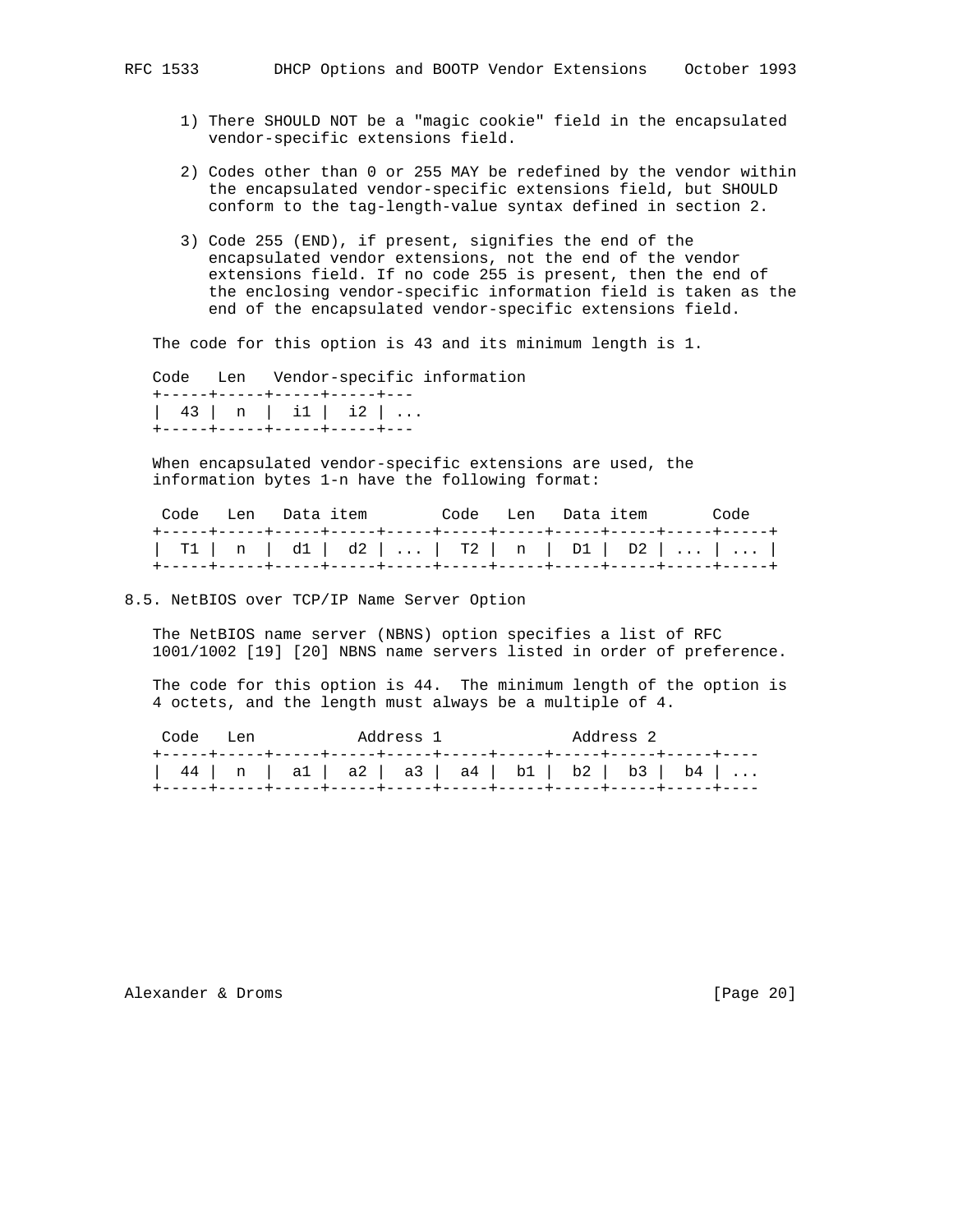1) There SHOULD NOT be a "magic cookie" field in the encapsulated vendor-specific extensions field.

2) Codes other than 0 or 255 MAY be redefined by the vendor within the encapsulated vendor-specific extensions field, but SHOULD conform to the tag-length-value syntax defined in section 2.

3) Code 255 (END), if present, signifies the end of the encapsulated vendor extensions, not the end of the vendor extensions field. If no code 255 is present, then the end of the enclosing vendor-specific information field is taken as the end of the encapsulated vendor-specific extensions field.

The code for this option is 43 and its minimum length is 1.

```
 Code   Len   Vendor-specific information
+-----+-----+-----+-----+---
|  43 |  n  |  i1 |  i2 | ...
+-----+-----+-----+-----+---
```

When encapsulated vendor-specific extensions are used, the information bytes 1-n have the following format:

```
 Code   Len   Data item        Code   Len   Data item       Code
+-----+-----+-----+-----+-----+-----+-----+-----+-----+-----+-----+
|  T1 |  n  |  d1 |  d2 | ... |  T2 |  n  |  D1 |  D2 | ... | ... |
+-----+-----+-----+-----+-----+-----+-----+-----+-----+-----+-----+
```

### 8.5. NetBIOS over TCP/IP Name Server Option

The NetBIOS name server (NBNS) option specifies a list of RFC 1001/1002 [19] [20] NBNS name servers listed in order of preference.

The code for this option is 44. The minimum length of the option is 4 octets, and the length must always be a multiple of 4.

```
 Code   Len           Address 1              Address 2
+-----+-----+-----+-----+-----+-----+-----+-----+-----+-----+----
|  44 |  n  |  a1 |  a2 |  a3 |  a4 |  b1 |  b2 |  b3 |  b4 | ...
+-----+-----+-----+-----+-----+-----+-----+-----+-----+-----+----
```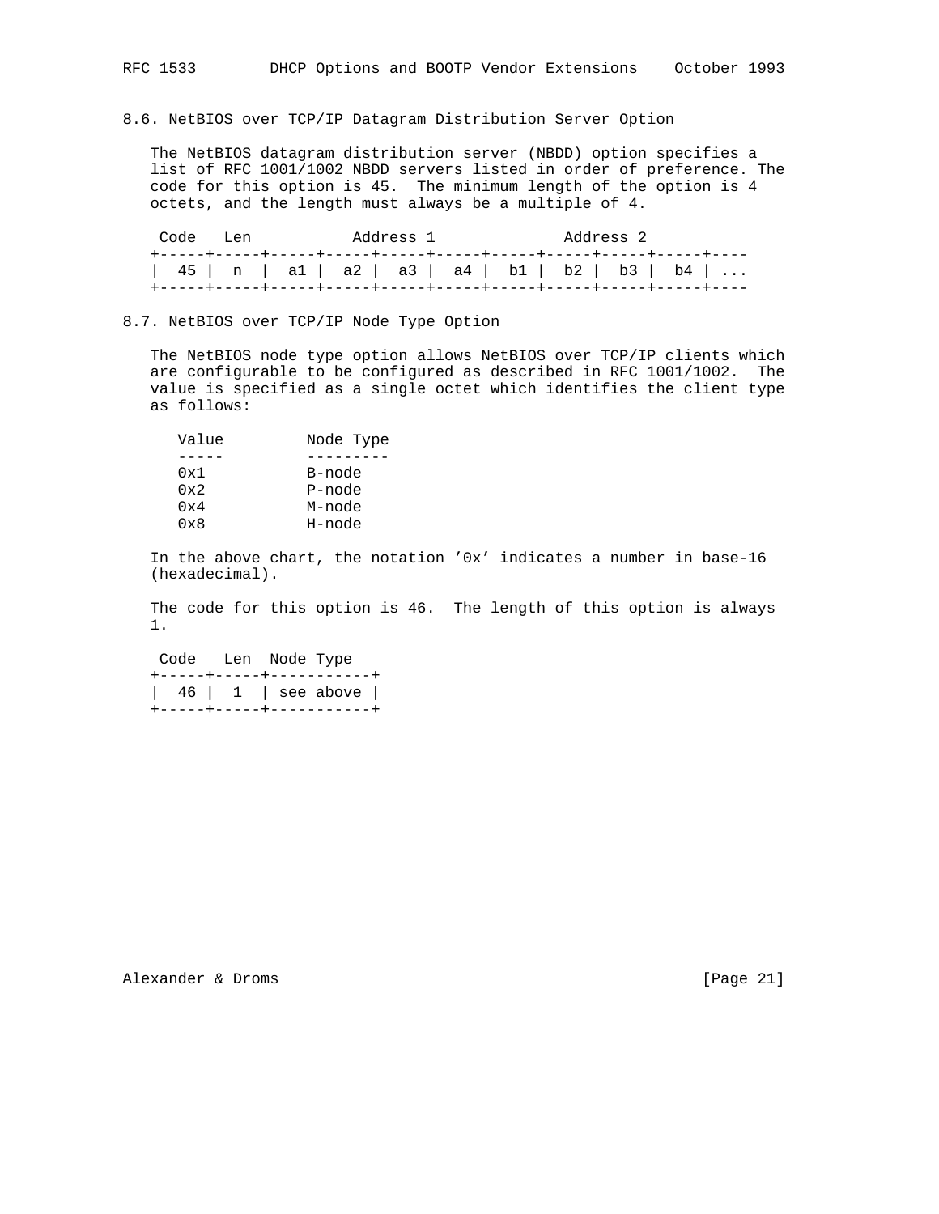## 8.6. NetBIOS over TCP/IP Datagram Distribution Server Option

The NetBIOS datagram distribution server (NBDD) option specifies a list of RFC 1001/1002 NBDD servers listed in order of preference. The code for this option is 45. The minimum length of the option is 4 octets, and the length must always be a multiple of 4.

```
 Code   Len           Address 1              Address 2
+-----+-----+-----+-----+-----+-----+-----+-----+-----+-----+----
|  45 |  n  |  a1 |  a2 |  a3 |  a4 |  b1 |  b2 |  b3 |  b4 | ...
+-----+-----+-----+-----+-----+-----+-----+-----+-----+-----+----
```

## 8.7. NetBIOS over TCP/IP Node Type Option

The NetBIOS node type option allows NetBIOS over TCP/IP clients which are configurable to be configured as described in RFC 1001/1002. The value is specified as a single octet which identifies the client type as follows:

| Value | Node Type |
|---|---|
| 0x1 | B-node |
| 0x2 | P-node |
| 0x4 | M-node |
| 0x8 | H-node |

In the above chart, the notation '0x' indicates a number in base-16 (hexadecimal).

The code for this option is 46. The length of this option is always 1.

```
 Code   Len  Node Type
+-----+-----+-----------+
|  46 |  1  | see above |
+-----+-----+-----------+
```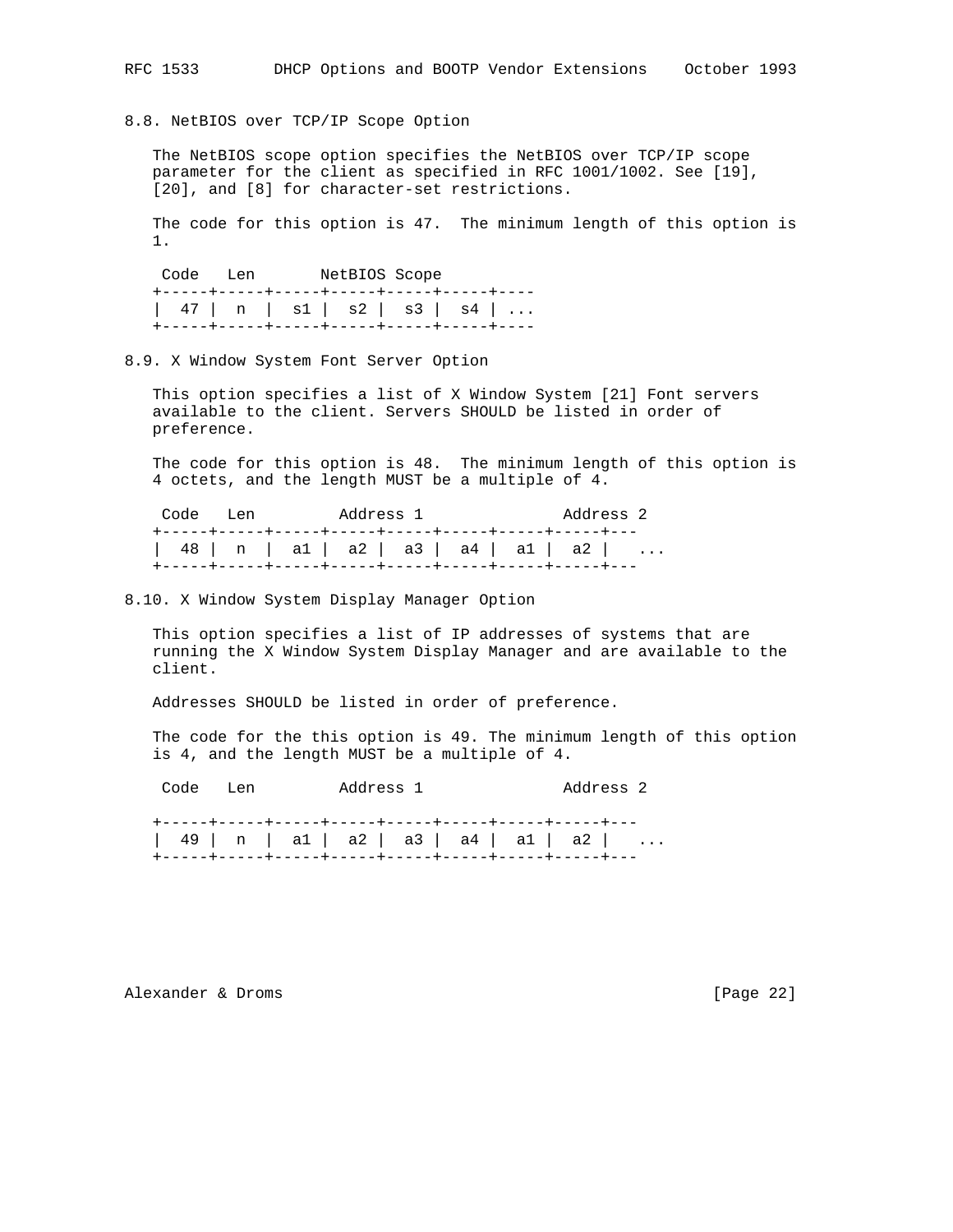## 8.8. NetBIOS over TCP/IP Scope Option

The NetBIOS scope option specifies the NetBIOS over TCP/IP scope parameter for the client as specified in RFC 1001/1002. See [19], [20], and [8] for character-set restrictions.

The code for this option is 47. The minimum length of this option is 1.

```
 Code   Len       NetBIOS Scope
+-----+-----+-----+-----+-----+-----+----
|  47 |  n  |  s1 |  s2 |  s3 |  s4 | ...
+-----+-----+-----+-----+-----+-----+----
```

## 8.9. X Window System Font Server Option

This option specifies a list of X Window System [21] Font servers available to the client. Servers SHOULD be listed in order of preference.

The code for this option is 48. The minimum length of this option is 4 octets, and the length MUST be a multiple of 4.

```
 Code   Len         Address 1               Address 2
+-----+-----+-----+-----+-----+-----+-----+-----+---
|  48 |  n  |  a1 |  a2 |  a3 |  a4 |  a1 |  a2 |   ...
+-----+-----+-----+-----+-----+-----+-----+-----+---
```

## 8.10. X Window System Display Manager Option

This option specifies a list of IP addresses of systems that are running the X Window System Display Manager and are available to the client.

Addresses SHOULD be listed in order of preference.

The code for the this option is 49. The minimum length of this option is 4, and the length MUST be a multiple of 4.

```
 Code   Len         Address 1               Address 2

+-----+-----+-----+-----+-----+-----+-----+-----+---
|  49 |  n  |  a1 |  a2 |  a3 |  a4 |  a1 |  a2 |   ...
+-----+-----+-----+-----+-----+-----+-----+-----+---
```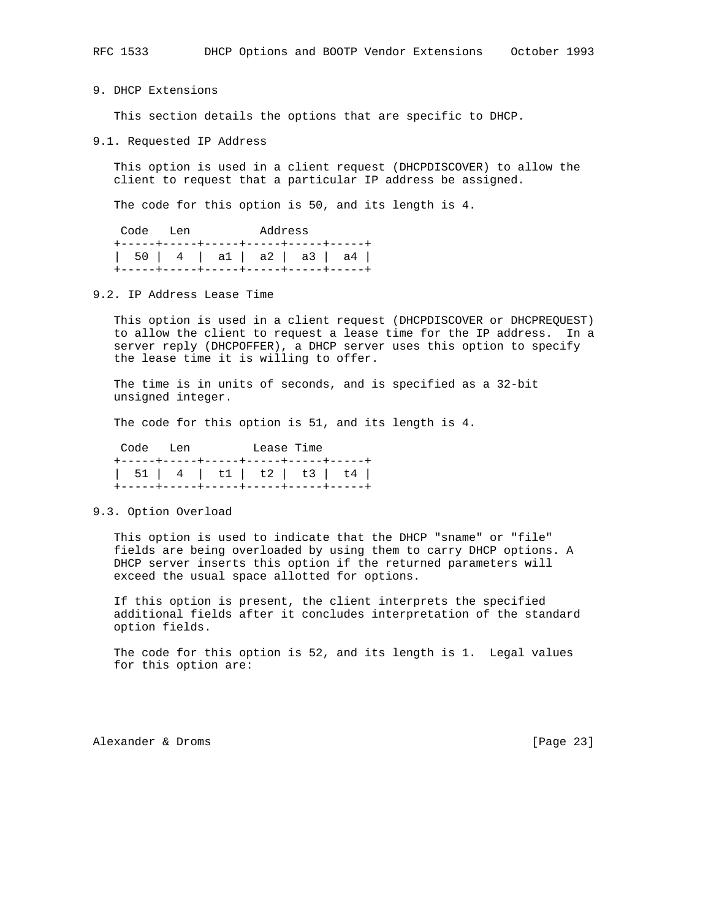## 9. DHCP Extensions

This section details the options that are specific to DHCP.

### 9.1. Requested IP Address

This option is used in a client request (DHCPDISCOVER) to allow the client to request that a particular IP address be assigned.

The code for this option is 50, and its length is 4.

```
 Code   Len          Address
+-----+-----+-----+-----+-----+-----+
|  50 |  4  |  a1 |  a2 |  a3 |  a4 |
+-----+-----+-----+-----+-----+-----+
```

### 9.2. IP Address Lease Time

This option is used in a client request (DHCPDISCOVER or DHCPREQUEST) to allow the client to request a lease time for the IP address. In a server reply (DHCPOFFER), a DHCP server uses this option to specify the lease time it is willing to offer.

The time is in units of seconds, and is specified as a 32-bit unsigned integer.

The code for this option is 51, and its length is 4.

```
 Code   Len         Lease Time
+-----+-----+-----+-----+-----+-----+
|  51 |  4  |  t1 |  t2 |  t3 |  t4 |
+-----+-----+-----+-----+-----+-----+
```

### 9.3. Option Overload

This option is used to indicate that the DHCP "sname" or "file" fields are being overloaded by using them to carry DHCP options. A DHCP server inserts this option if the returned parameters will exceed the usual space allotted for options.

If this option is present, the client interprets the specified additional fields after it concludes interpretation of the standard option fields.

The code for this option is 52, and its length is 1. Legal values for this option are: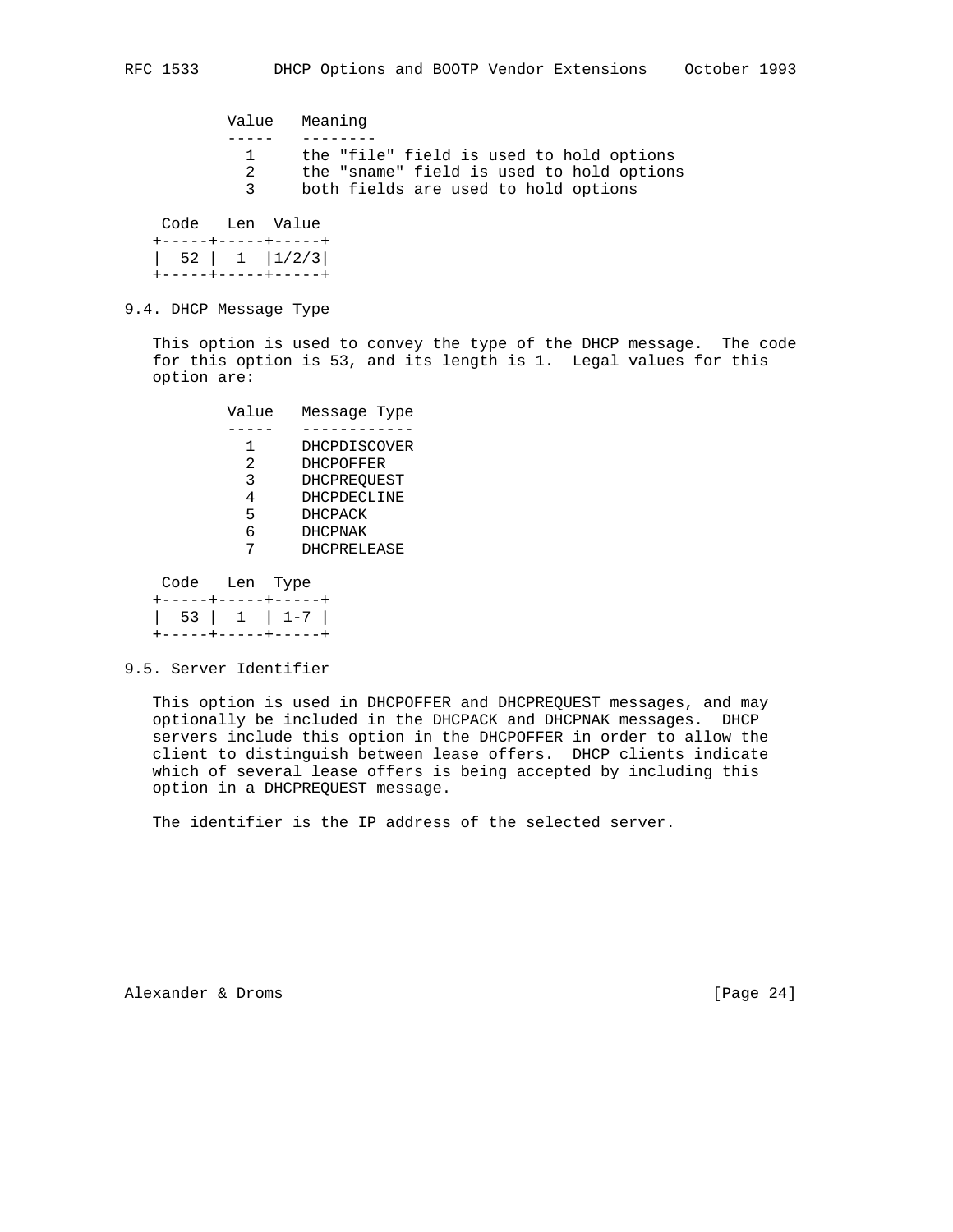| Value | Meaning |
|---|---|
| 1 | the "file" field is used to hold options |
| 2 | the "sname" field is used to hold options |
| 3 | both fields are used to hold options |

```
 Code   Len  Value
+-----+-----+-----+
|  52 |  1  |1/2/3|
+-----+-----+-----+
```

## 9.4. DHCP Message Type

This option is used to convey the type of the DHCP message. The code for this option is 53, and its length is 1. Legal values for this option are:

| Value | Message Type |
|---|---|
| 1 | DHCPDISCOVER |
| 2 | DHCPOFFER |
| 3 | DHCPREQUEST |
| 4 | DHCPDECLINE |
| 5 | DHCPACK |
| 6 | DHCPNAK |
| 7 | DHCPRELEASE |

```
 Code   Len  Type
+-----+-----+-----+
|  53 |  1  | 1-7 |
+-----+-----+-----+
```

## 9.5. Server Identifier

This option is used in DHCPOFFER and DHCPREQUEST messages, and may optionally be included in the DHCPACK and DHCPNAK messages. DHCP servers include this option in the DHCPOFFER in order to allow the client to distinguish between lease offers. DHCP clients indicate which of several lease offers is being accepted by including this option in a DHCPREQUEST message.

The identifier is the IP address of the selected server.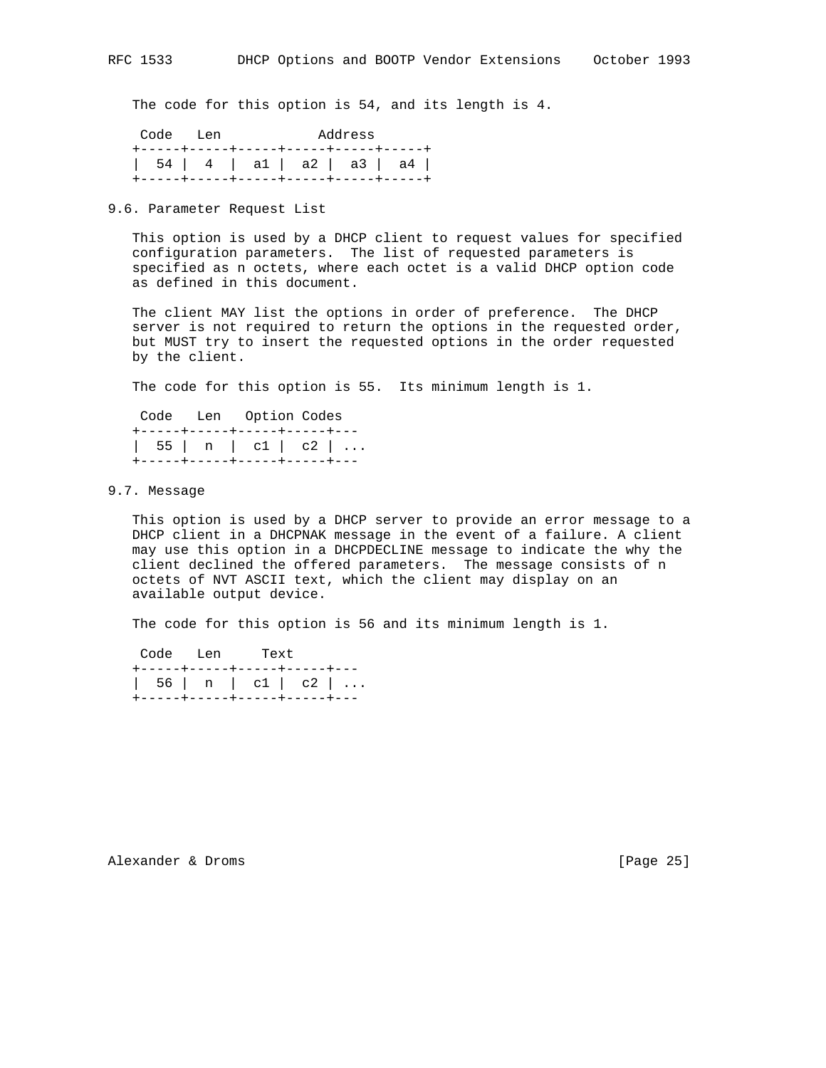The code for this option is 54, and its length is 4.

```
 Code   Len            Address
+-----+-----+-----+-----+-----+-----+
|  54 |  4  |  a1 |  a2 |  a3 |  a4 |
+-----+-----+-----+-----+-----+-----+
```

## 9.6. Parameter Request List

This option is used by a DHCP client to request values for specified configuration parameters. The list of requested parameters is specified as n octets, where each octet is a valid DHCP option code as defined in this document.

The client MAY list the options in order of preference. The DHCP server is not required to return the options in the requested order, but MUST try to insert the requested options in the order requested by the client.

The code for this option is 55. Its minimum length is 1.

```
 Code   Len   Option Codes
+-----+-----+-----+-----+---
|  55 |  n  |  c1 |  c2 | ...
+-----+-----+-----+-----+---
```

## 9.7. Message

This option is used by a DHCP server to provide an error message to a DHCP client in a DHCPNAK message in the event of a failure. A client may use this option in a DHCPDECLINE message to indicate the why the client declined the offered parameters. The message consists of n octets of NVT ASCII text, which the client may display on an available output device.

The code for this option is 56 and its minimum length is 1.

```
 Code   Len     Text
+-----+-----+-----+-----+---
|  56 |  n  |  c1 |  c2 | ...
+-----+-----+-----+-----+---
```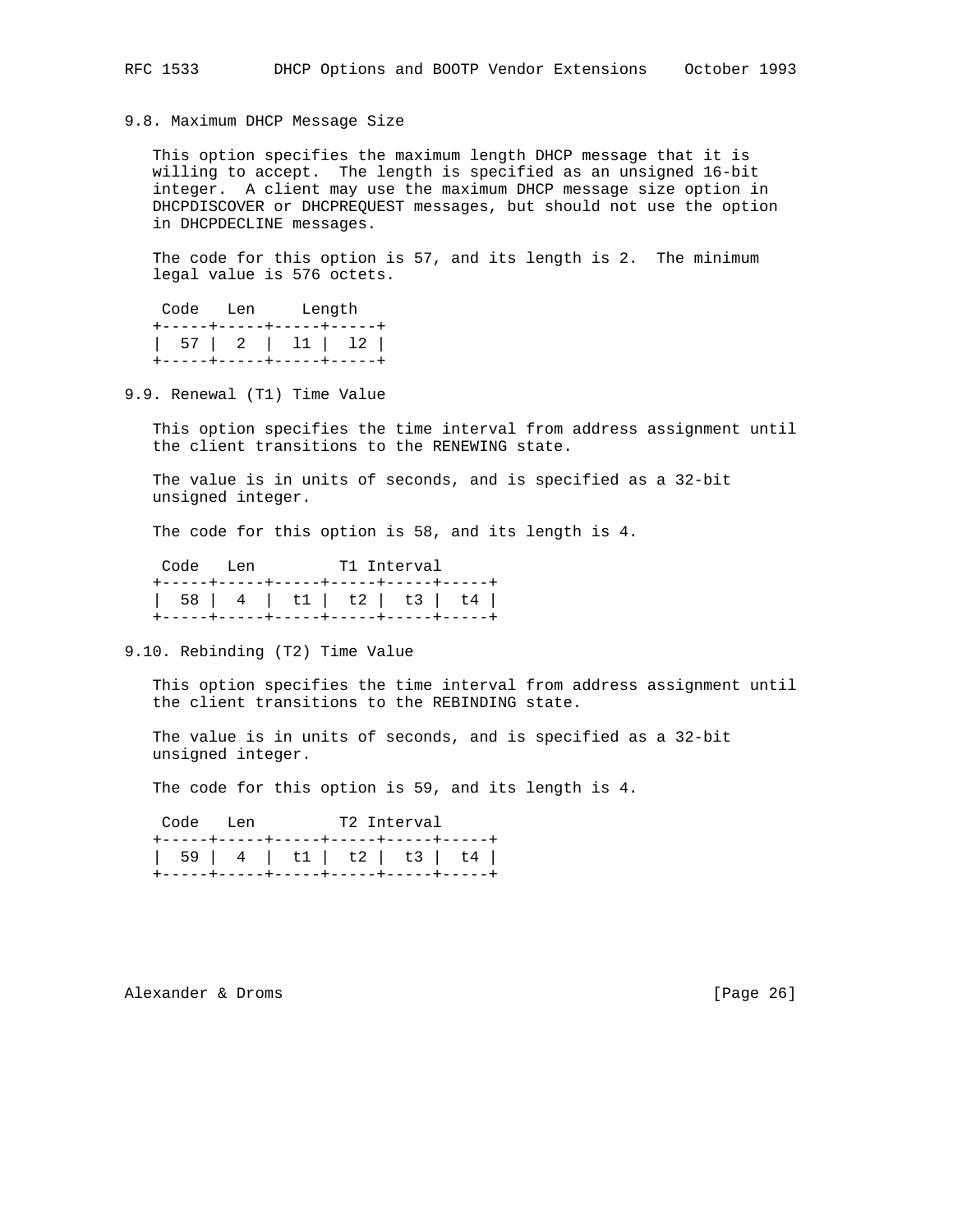### 9.8. Maximum DHCP Message Size

This option specifies the maximum length DHCP message that it is willing to accept. The length is specified as an unsigned 16-bit integer. A client may use the maximum DHCP message size option in DHCPDISCOVER or DHCPREQUEST messages, but should not use the option in DHCPDECLINE messages.

The code for this option is 57, and its length is 2. The minimum legal value is 576 octets.

```
 Code   Len     Length
+-----+-----+-----+-----+
|  57 |  2  |  l1 |  l2 |
+-----+-----+-----+-----+
```

### 9.9. Renewal (T1) Time Value

This option specifies the time interval from address assignment until the client transitions to the RENEWING state.

The value is in units of seconds, and is specified as a 32-bit unsigned integer.

The code for this option is 58, and its length is 4.

```
 Code   Len         T1 Interval
+-----+-----+-----+-----+-----+-----+
|  58 |  4  |  t1 |  t2 |  t3 |  t4 |
+-----+-----+-----+-----+-----+-----+
```

### 9.10. Rebinding (T2) Time Value

This option specifies the time interval from address assignment until the client transitions to the REBINDING state.

The value is in units of seconds, and is specified as a 32-bit unsigned integer.

The code for this option is 59, and its length is 4.

```
 Code   Len         T2 Interval
+-----+-----+-----+-----+-----+-----+
|  59 |  4  |  t1 |  t2 |  t3 |  t4 |
+-----+-----+-----+-----+-----+-----+
```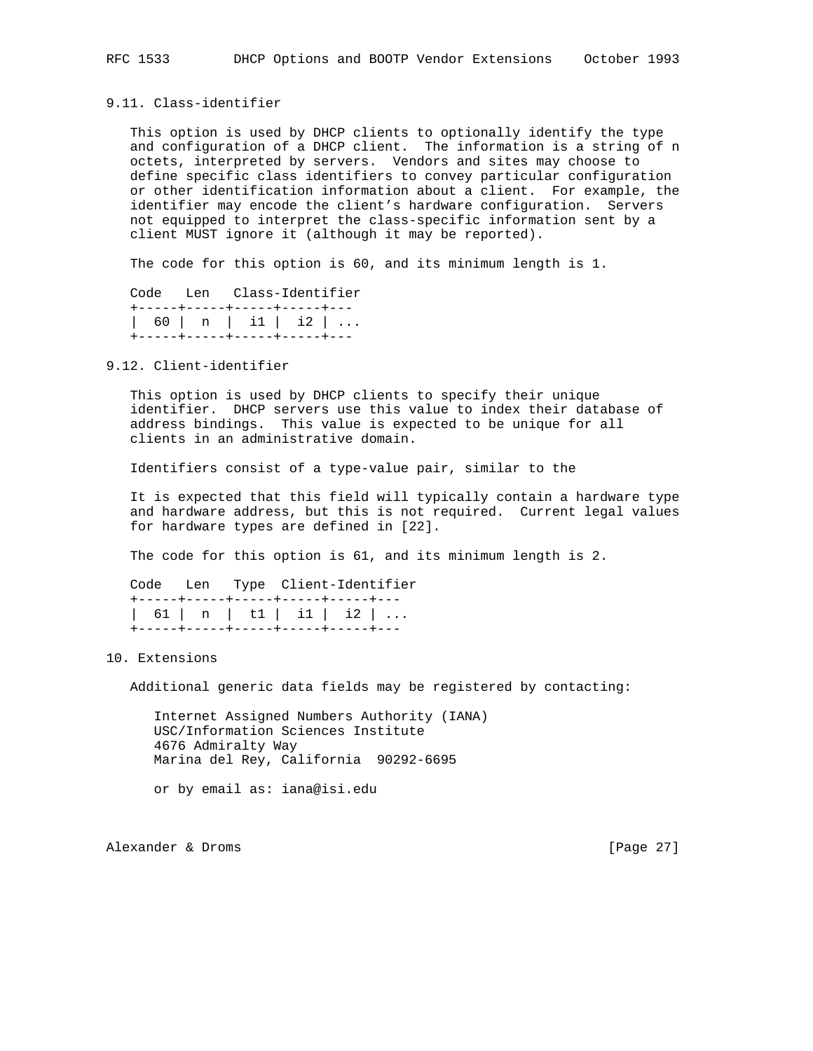### 9.11. Class-identifier

This option is used by DHCP clients to optionally identify the type and configuration of a DHCP client. The information is a string of n octets, interpreted by servers. Vendors and sites may choose to define specific class identifiers to convey particular configuration or other identification information about a client. For example, the identifier may encode the client's hardware configuration. Servers not equipped to interpret the class-specific information sent by a client MUST ignore it (although it may be reported).

The code for this option is 60, and its minimum length is 1.

```
Code   Len   Class-Identifier
+-----+-----+-----+-----+---
|  60 |  n  |  i1 |  i2 | ...
+-----+-----+-----+-----+---
```

### 9.12. Client-identifier

This option is used by DHCP clients to specify their unique identifier. DHCP servers use this value to index their database of address bindings. This value is expected to be unique for all clients in an administrative domain.

Identifiers consist of a type-value pair, similar to the

It is expected that this field will typically contain a hardware type and hardware address, but this is not required. Current legal values for hardware types are defined in [22].

The code for this option is 61, and its minimum length is 2.

```
Code   Len   Type  Client-Identifier
+-----+-----+-----+-----+-----+---
|  61 |  n  |  t1 |  i1 |  i2 | ...
+-----+-----+-----+-----+-----+---
```

## 10. Extensions

Additional generic data fields may be registered by contacting:

Internet Assigned Numbers Authority (IANA)
USC/Information Sciences Institute
4676 Admiralty Way
Marina del Rey, California 90292-6695

or by email as: iana@isi.edu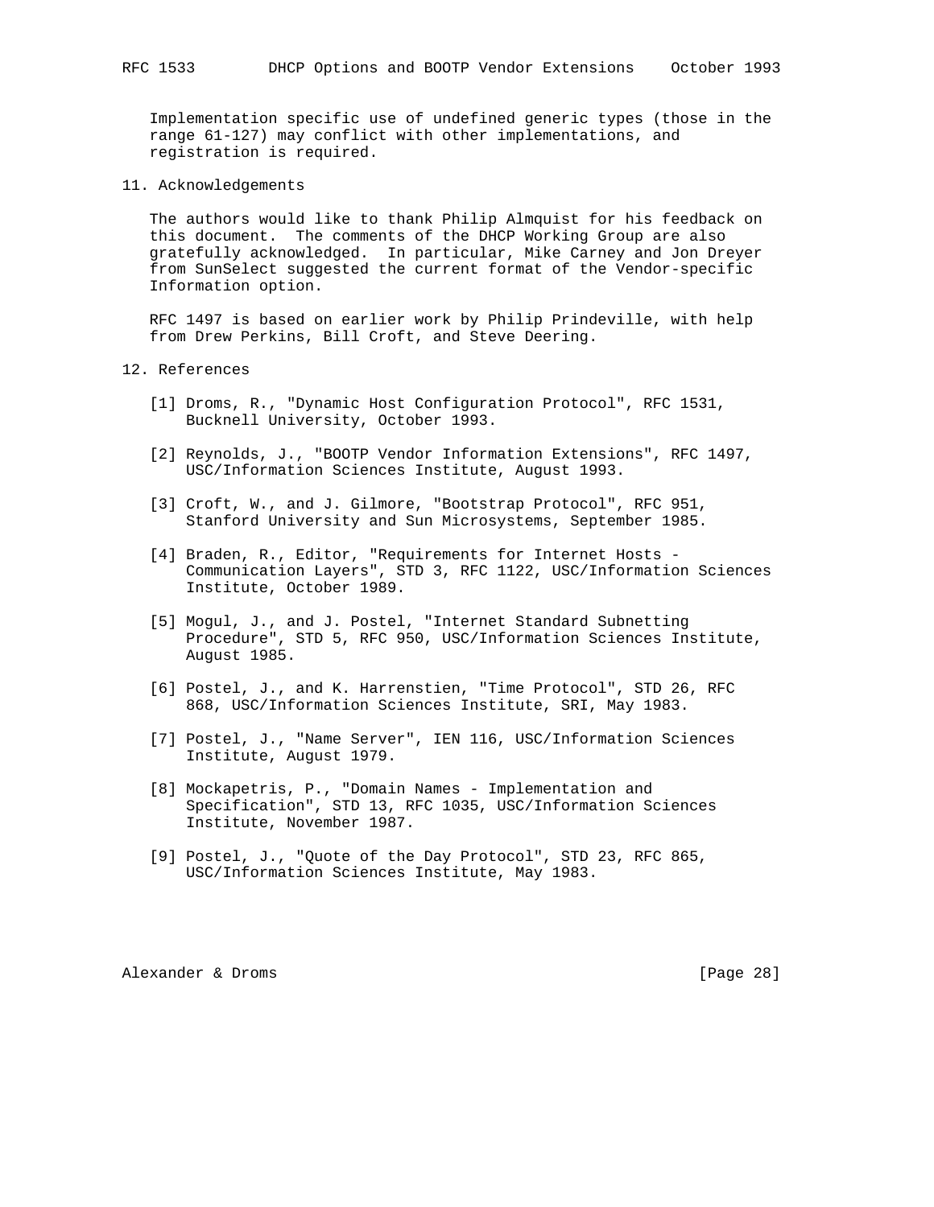Implementation specific use of undefined generic types (those in the range 61-127) may conflict with other implementations, and registration is required.

## 11. Acknowledgements

The authors would like to thank Philip Almquist for his feedback on this document. The comments of the DHCP Working Group are also gratefully acknowledged. In particular, Mike Carney and Jon Dreyer from SunSelect suggested the current format of the Vendor-specific Information option.

RFC 1497 is based on earlier work by Philip Prindeville, with help from Drew Perkins, Bill Croft, and Steve Deering.

## 12. References

[1] Droms, R., "Dynamic Host Configuration Protocol", RFC 1531, Bucknell University, October 1993.

[2] Reynolds, J., "BOOTP Vendor Information Extensions", RFC 1497, USC/Information Sciences Institute, August 1993.

[3] Croft, W., and J. Gilmore, "Bootstrap Protocol", RFC 951, Stanford University and Sun Microsystems, September 1985.

[4] Braden, R., Editor, "Requirements for Internet Hosts - Communication Layers", STD 3, RFC 1122, USC/Information Sciences Institute, October 1989.

[5] Mogul, J., and J. Postel, "Internet Standard Subnetting Procedure", STD 5, RFC 950, USC/Information Sciences Institute, August 1985.

[6] Postel, J., and K. Harrenstien, "Time Protocol", STD 26, RFC 868, USC/Information Sciences Institute, SRI, May 1983.

[7] Postel, J., "Name Server", IEN 116, USC/Information Sciences Institute, August 1979.

[8] Mockapetris, P., "Domain Names - Implementation and Specification", STD 13, RFC 1035, USC/Information Sciences Institute, November 1987.

[9] Postel, J., "Quote of the Day Protocol", STD 23, RFC 865, USC/Information Sciences Institute, May 1983.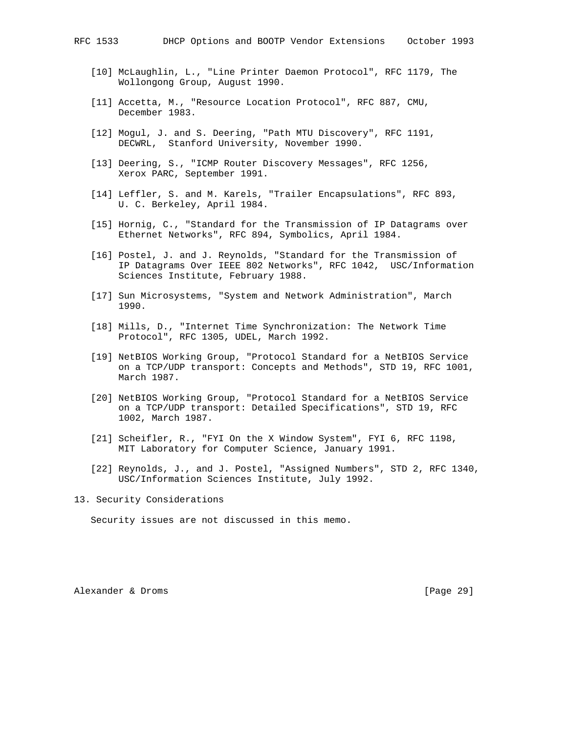[10] McLaughlin, L., "Line Printer Daemon Protocol", RFC 1179, The Wollongong Group, August 1990.

[11] Accetta, M., "Resource Location Protocol", RFC 887, CMU, December 1983.

[12] Mogul, J. and S. Deering, "Path MTU Discovery", RFC 1191, DECWRL, Stanford University, November 1990.

[13] Deering, S., "ICMP Router Discovery Messages", RFC 1256, Xerox PARC, September 1991.

[14] Leffler, S. and M. Karels, "Trailer Encapsulations", RFC 893, U. C. Berkeley, April 1984.

[15] Hornig, C., "Standard for the Transmission of IP Datagrams over Ethernet Networks", RFC 894, Symbolics, April 1984.

[16] Postel, J. and J. Reynolds, "Standard for the Transmission of IP Datagrams Over IEEE 802 Networks", RFC 1042, USC/Information Sciences Institute, February 1988.

[17] Sun Microsystems, "System and Network Administration", March 1990.

[18] Mills, D., "Internet Time Synchronization: The Network Time Protocol", RFC 1305, UDEL, March 1992.

[19] NetBIOS Working Group, "Protocol Standard for a NetBIOS Service on a TCP/UDP transport: Concepts and Methods", STD 19, RFC 1001, March 1987.

[20] NetBIOS Working Group, "Protocol Standard for a NetBIOS Service on a TCP/UDP transport: Detailed Specifications", STD 19, RFC 1002, March 1987.

[21] Scheifler, R., "FYI On the X Window System", FYI 6, RFC 1198, MIT Laboratory for Computer Science, January 1991.

[22] Reynolds, J., and J. Postel, "Assigned Numbers", STD 2, RFC 1340, USC/Information Sciences Institute, July 1992.

## 13. Security Considerations

Security issues are not discussed in this memo.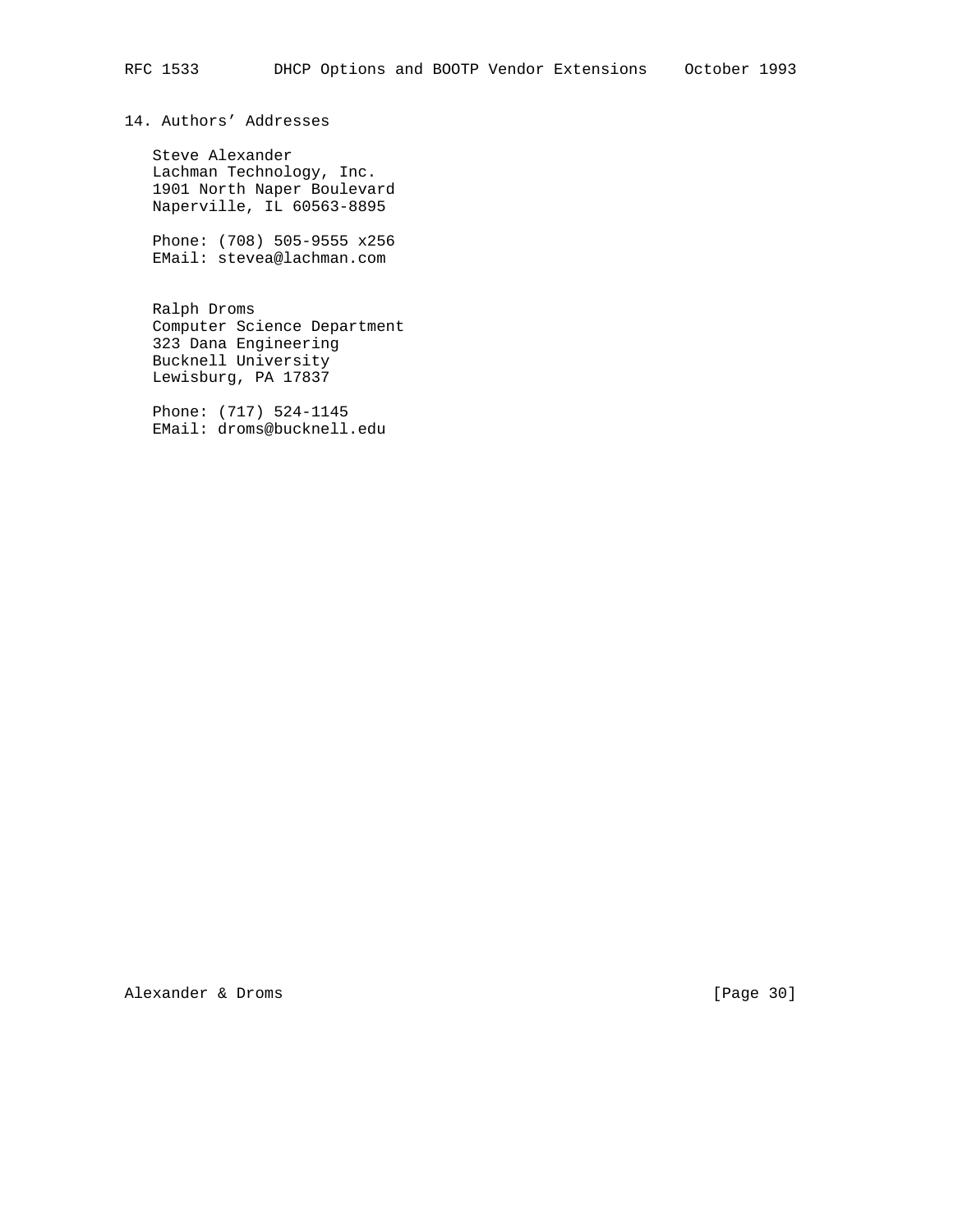## 14. Authors' Addresses

Steve Alexander
Lachman Technology, Inc.
1901 North Naper Boulevard
Naperville, IL 60563-8895

Phone: (708) 505-9555 x256
EMail: stevea@lachman.com

Ralph Droms
Computer Science Department
323 Dana Engineering
Bucknell University
Lewisburg, PA 17837

Phone: (717) 524-1145
EMail: droms@bucknell.edu